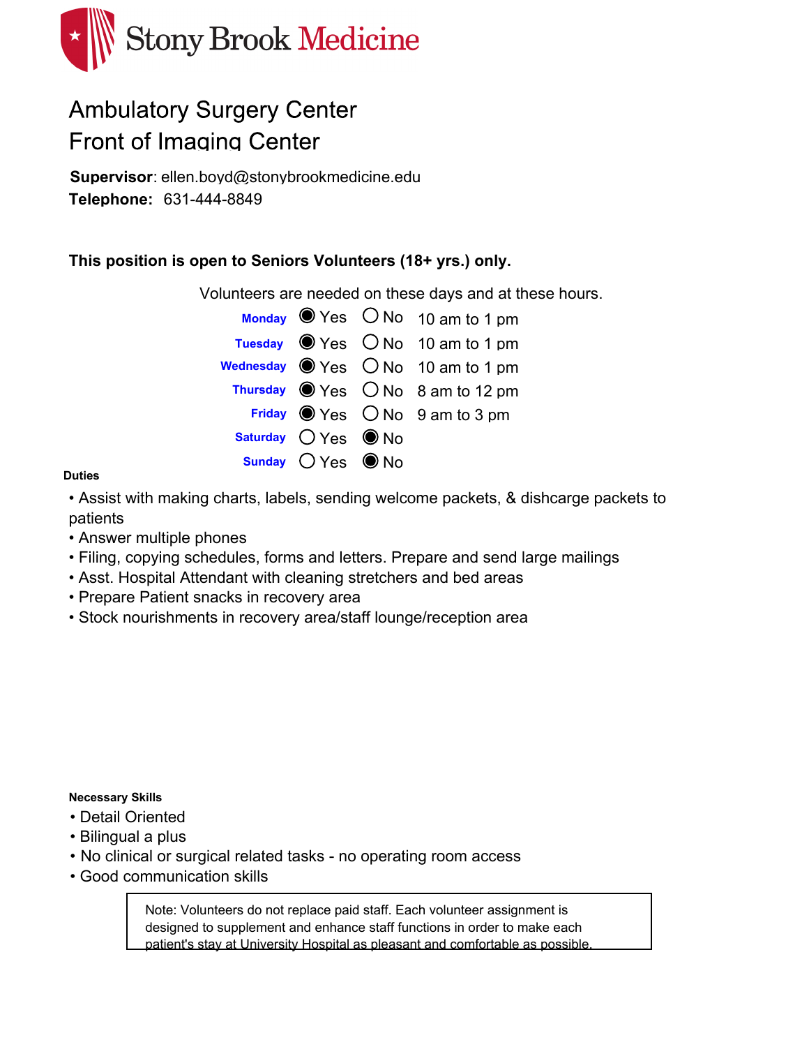Stony Brook Medicine

# Ambulatory Surgery Center
# Front of Imaging Center

**Supervisor**: ellen.boyd@stonybrookmedicine.edu
**Telephone:** 631-444-8849

**This position is open to Seniors Volunteers (18+ yrs.) only.**

Volunteers are needed on these days and at these hours.

| Day | Yes | No | Hours |
|---|---|---|---|
| Monday | ◉ Yes | ○ No | 10 am to 1 pm |
| Tuesday | ◉ Yes | ○ No | 10 am to 1 pm |
| Wednesday | ◉ Yes | ○ No | 10 am to 1 pm |
| Thursday | ◉ Yes | ○ No | 8 am to 12 pm |
| Friday | ◉ Yes | ○ No | 9 am to 3 pm |
| Saturday | ○ Yes | ◉ No | |
| Sunday | ○ Yes | ◉ No | |

**Duties**

- Assist with making charts, labels, sending welcome packets, & dishcarge packets to patients
- Answer multiple phones
- Filing, copying schedules, forms and letters. Prepare and send large mailings
- Asst. Hospital Attendant with cleaning stretchers and bed areas
- Prepare Patient snacks in recovery area
- Stock nourishments in recovery area/staff lounge/reception area

**Necessary Skills**

- Detail Oriented
- Bilingual a plus
- No clinical or surgical related tasks - no operating room access
- Good communication skills

Note: Volunteers do not replace paid staff. Each volunteer assignment is designed to supplement and enhance staff functions in order to make each patient's stay at University Hospital as pleasant and comfortable as possible.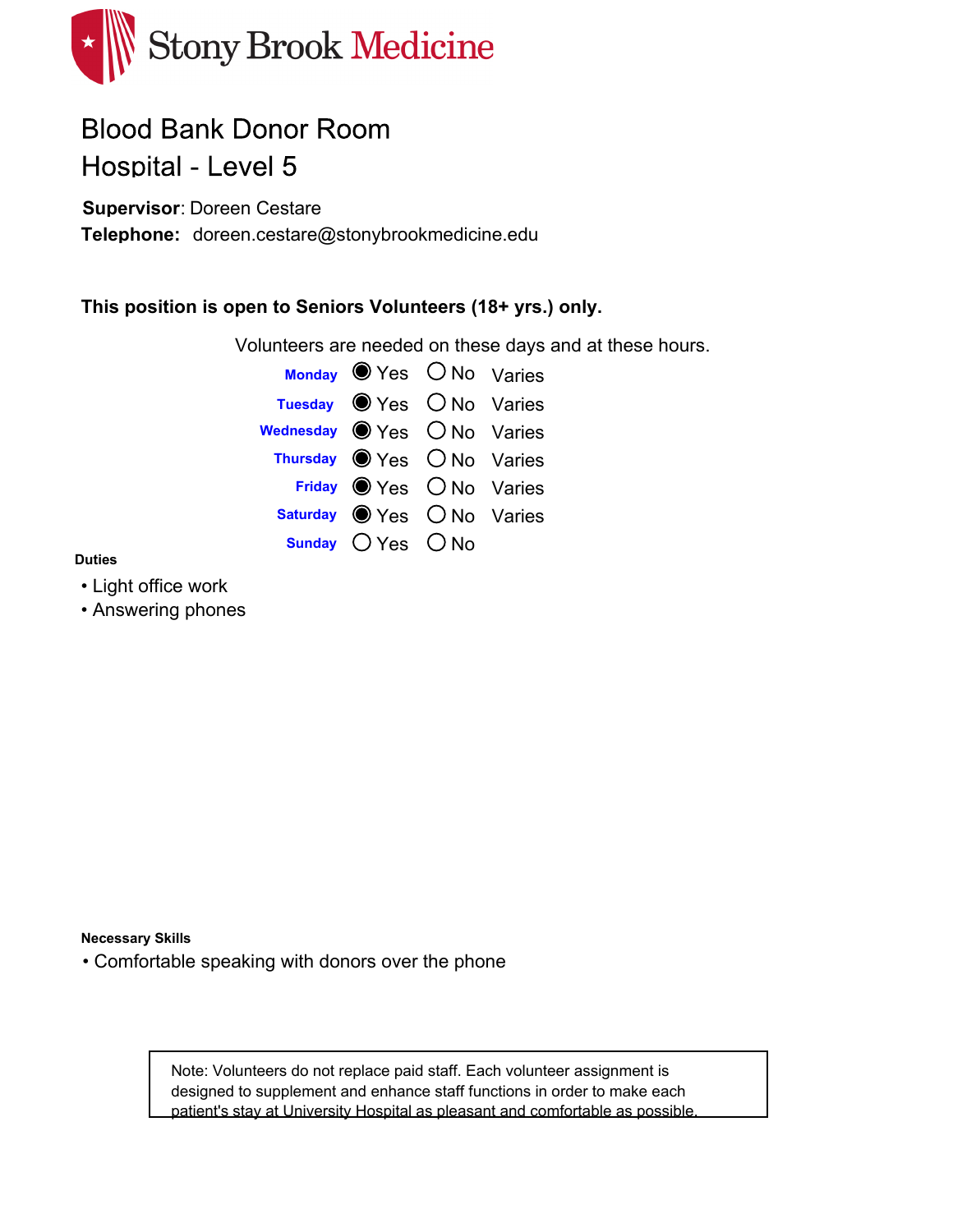Stony Brook Medicine

# Blood Bank Donor Room
# Hospital - Level 5

**Supervisor**: Doreen Cestare
**Telephone:** doreen.cestare@stonybrookmedicine.edu

**This position is open to Seniors Volunteers (18+ yrs.) only.**

Volunteers are needed on these days and at these hours.

| Day | Yes | No | Hours |
|---|---|---|---|
| **Monday** | ◉ Yes | ○ No | Varies |
| **Tuesday** | ◉ Yes | ○ No | Varies |
| **Wednesday** | ◉ Yes | ○ No | Varies |
| **Thursday** | ◉ Yes | ○ No | Varies |
| **Friday** | ◉ Yes | ○ No | Varies |
| **Saturday** | ◉ Yes | ○ No | Varies |
| **Sunday** | ○ Yes | ○ No | |

**Duties**

- Light office work
- Answering phones

**Necessary Skills**

- Comfortable speaking with donors over the phone

Note: Volunteers do not replace paid staff. Each volunteer assignment is designed to supplement and enhance staff functions in order to make each patient's stay at University Hospital as pleasant and comfortable as possible.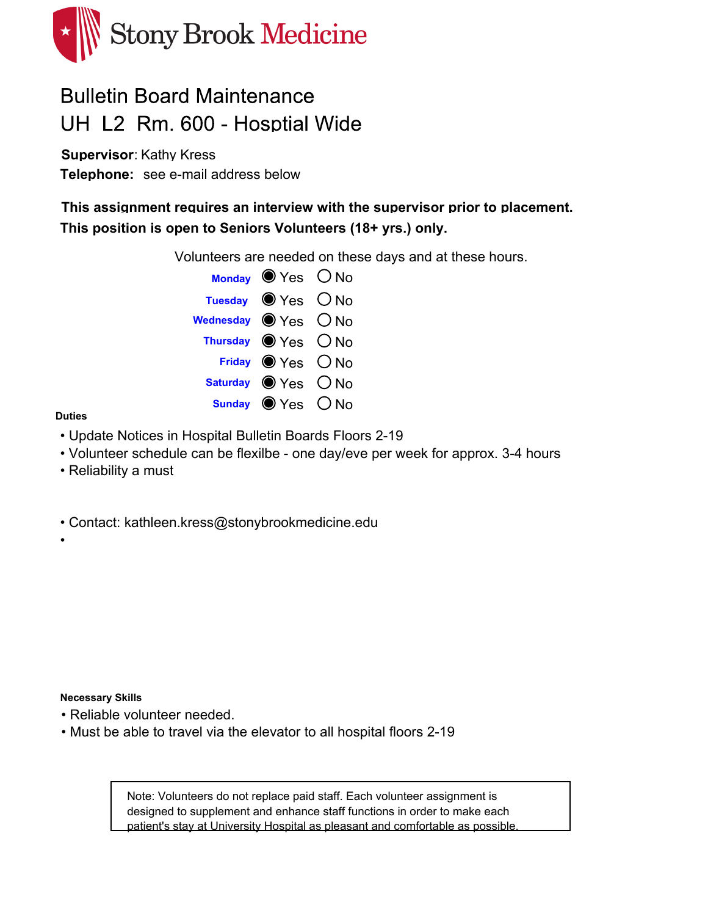Stony Brook Medicine

# Bulletin Board Maintenance
# UH L2 Rm. 600 - Hosptial Wide

**Supervisor**: Kathy Kress

**Telephone:** see e-mail address below

**This assignment requires an interview with the supervisor prior to placement.**

**This position is open to Seniors Volunteers (18+ yrs.) only.**

Volunteers are needed on these days and at these hours.

| Day | Yes | No |
|---|---|---|
| Monday | ◉ Yes | ○ No |
| Tuesday | ◉ Yes | ○ No |
| Wednesday | ◉ Yes | ○ No |
| Thursday | ◉ Yes | ○ No |
| Friday | ◉ Yes | ○ No |
| Saturday | ◉ Yes | ○ No |
| Sunday | ◉ Yes | ○ No |

**Duties**

- Update Notices in Hospital Bulletin Boards Floors 2-19
- Volunteer schedule can be flexilbe - one day/eve per week for approx. 3-4 hours
- Reliability a must

- Contact: kathleen.kress@stonybrookmedicine.edu
-

**Necessary Skills**

- Reliable volunteer needed.
- Must be able to travel via the elevator to all hospital floors 2-19

> Note: Volunteers do not replace paid staff. Each volunteer assignment is designed to supplement and enhance staff functions in order to make each patient's stay at University Hospital as pleasant and comfortable as possible.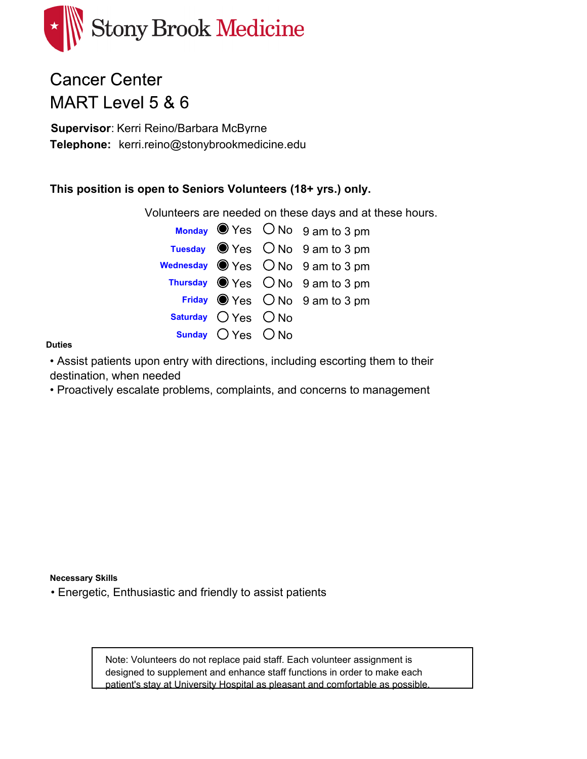Stony Brook Medicine

# Cancer Center
# MART Level 5 & 6

**Supervisor**: Kerri Reino/Barbara McByrne
**Telephone:** kerri.reino@stonybrookmedicine.edu

**This position is open to Seniors Volunteers (18+ yrs.) only.**

Volunteers are needed on these days and at these hours.

| Day | Yes | No | Hours |
|---|---|---|---|
| Monday | ◉ Yes | ○ No | 9 am to 3 pm |
| Tuesday | ◉ Yes | ○ No | 9 am to 3 pm |
| Wednesday | ◉ Yes | ○ No | 9 am to 3 pm |
| Thursday | ◉ Yes | ○ No | 9 am to 3 pm |
| Friday | ◉ Yes | ○ No | 9 am to 3 pm |
| Saturday | ○ Yes | ○ No | |
| Sunday | ○ Yes | ○ No | |

**Duties**

- Assist patients upon entry with directions, including escorting them to their destination, when needed
- Proactively escalate problems, complaints, and concerns to management

**Necessary Skills**

- Energetic, Enthusiastic and friendly to assist patients

Note: Volunteers do not replace paid staff. Each volunteer assignment is designed to supplement and enhance staff functions in order to make each patient's stay at University Hospital as pleasant and comfortable as possible.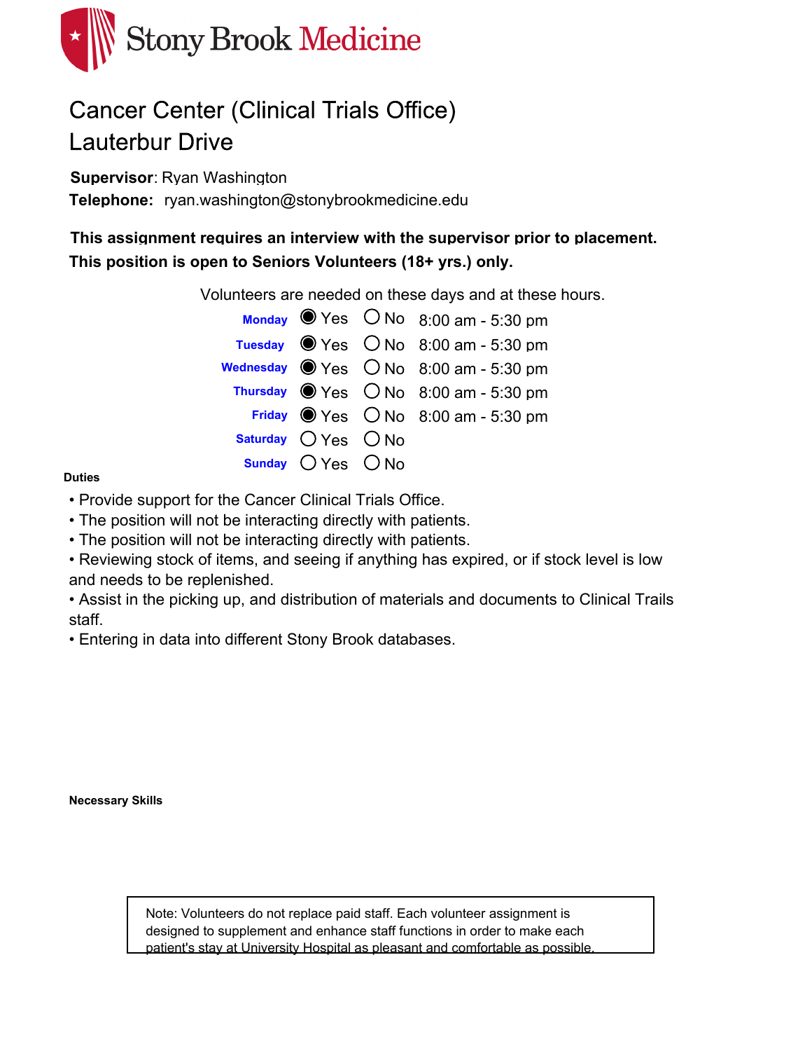Stony Brook Medicine

# Cancer Center (Clinical Trials Office)
# Lauterbur Drive

**Supervisor**: Ryan Washington
**Telephone:** ryan.washington@stonybrookmedicine.edu

**This assignment requires an interview with the supervisor prior to placement.**
**This position is open to Seniors Volunteers (18+ yrs.) only.**

Volunteers are needed on these days and at these hours.

| Day | Yes | No | Hours |
|---|---|---|---|
| Monday | ◉ Yes | ○ No | 8:00 am - 5:30 pm |
| Tuesday | ◉ Yes | ○ No | 8:00 am - 5:30 pm |
| Wednesday | ◉ Yes | ○ No | 8:00 am - 5:30 pm |
| Thursday | ◉ Yes | ○ No | 8:00 am - 5:30 pm |
| Friday | ◉ Yes | ○ No | 8:00 am - 5:30 pm |
| Saturday | ○ Yes | ○ No | |
| Sunday | ○ Yes | ○ No | |

**Duties**

- Provide support for the Cancer Clinical Trials Office.
- The position will not be interacting directly with patients.
- The position will not be interacting directly with patients.
- Reviewing stock of items, and seeing if anything has expired, or if stock level is low and needs to be replenished.
- Assist in the picking up, and distribution of materials and documents to Clinical Trails staff.
- Entering in data into different Stony Brook databases.

**Necessary Skills**

Note: Volunteers do not replace paid staff. Each volunteer assignment is designed to supplement and enhance staff functions in order to make each patient's stay at University Hospital as pleasant and comfortable as possible.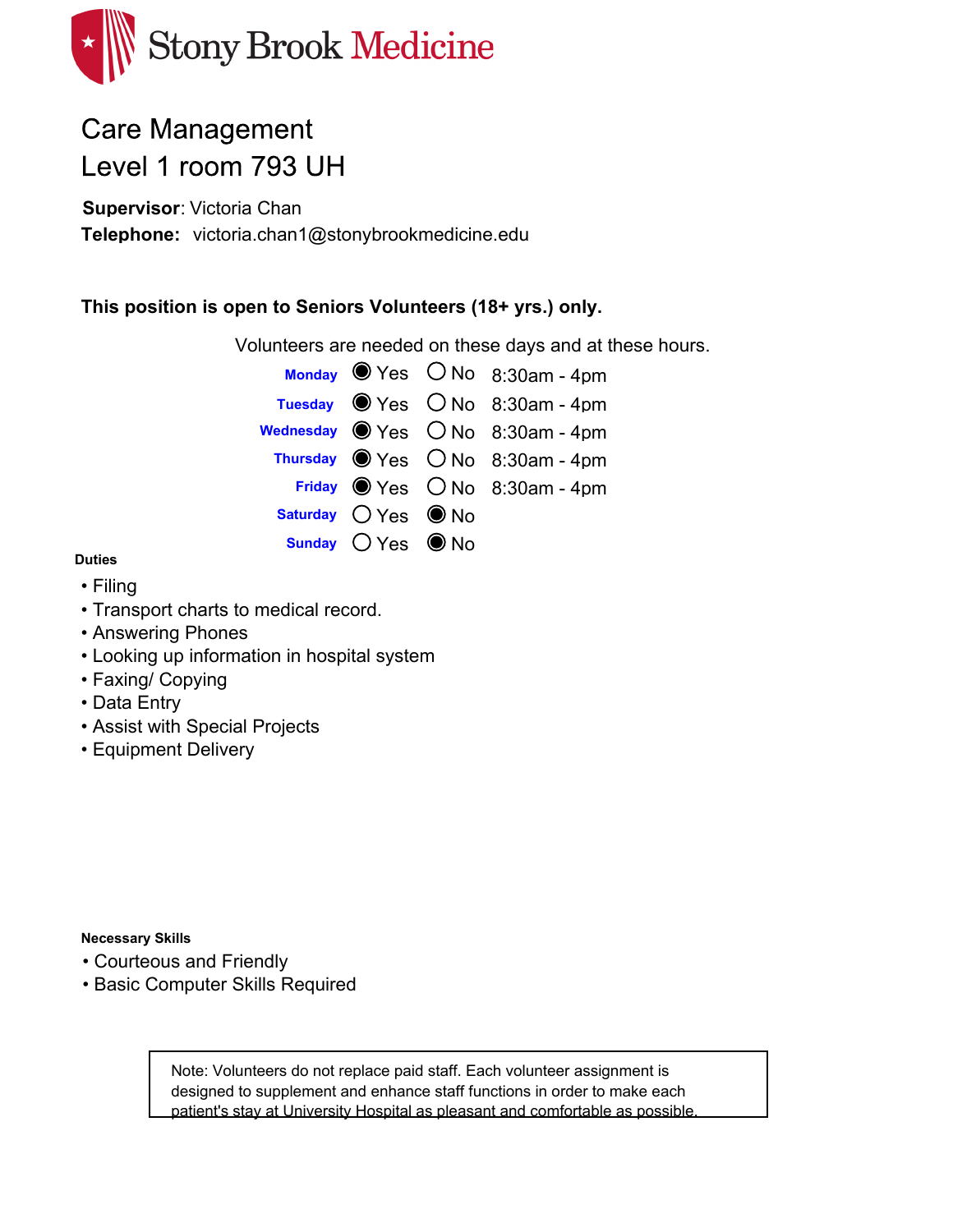Stony Brook Medicine

# Care Management
## Level 1 room 793 UH

**Supervisor**: Victoria Chan
**Telephone:** victoria.chan1@stonybrookmedicine.edu

**This position is open to Seniors Volunteers (18+ yrs.) only.**

Volunteers are needed on these days and at these hours.

| Day | Yes | No | Hours |
|---|---|---|---|
| Monday | ◉ Yes | ○ No | 8:30am - 4pm |
| Tuesday | ◉ Yes | ○ No | 8:30am - 4pm |
| Wednesday | ◉ Yes | ○ No | 8:30am - 4pm |
| Thursday | ◉ Yes | ○ No | 8:30am - 4pm |
| Friday | ◉ Yes | ○ No | 8:30am - 4pm |
| Saturday | ○ Yes | ◉ No | |
| Sunday | ○ Yes | ◉ No | |

**Duties**

- Filing
- Transport charts to medical record.
- Answering Phones
- Looking up information in hospital system
- Faxing/ Copying
- Data Entry
- Assist with Special Projects
- Equipment Delivery

**Necessary Skills**

- Courteous and Friendly
- Basic Computer Skills Required

Note: Volunteers do not replace paid staff. Each volunteer assignment is designed to supplement and enhance staff functions in order to make each patient's stay at University Hospital as pleasant and comfortable as possible.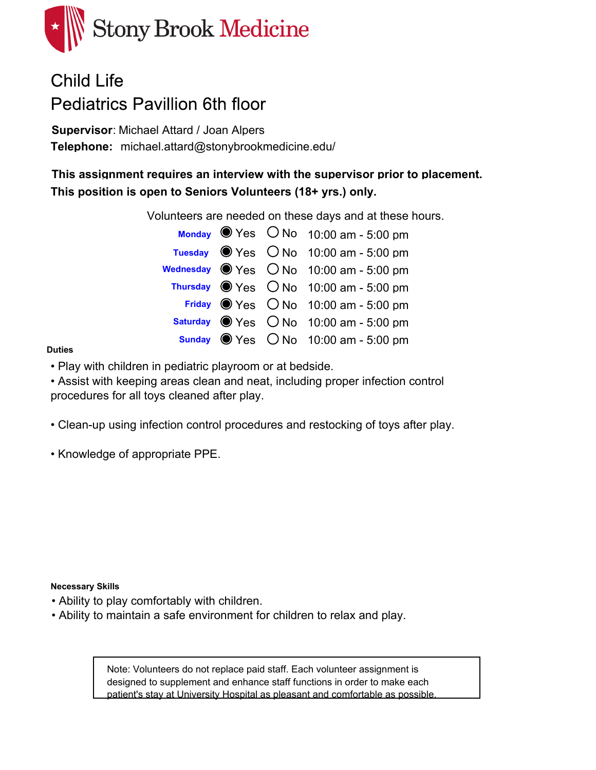Stony Brook Medicine

# Child Life
## Pediatrics Pavillion 6th floor

**Supervisor**: Michael Attard / Joan Alpers

**Telephone:** michael.attard@stonybrookmedicine.edu/

**This assignment requires an interview with the supervisor prior to placement.**

**This position is open to Seniors Volunteers (18+ yrs.) only.**

Volunteers are needed on these days and at these hours.

| Day | Yes | No | Hours |
|---|---|---|---|
| **Monday** | ◉ Yes | ○ No | 10:00 am - 5:00 pm |
| **Tuesday** | ◉ Yes | ○ No | 10:00 am - 5:00 pm |
| **Wednesday** | ◉ Yes | ○ No | 10:00 am - 5:00 pm |
| **Thursday** | ◉ Yes | ○ No | 10:00 am - 5:00 pm |
| **Friday** | ◉ Yes | ○ No | 10:00 am - 5:00 pm |
| **Saturday** | ◉ Yes | ○ No | 10:00 am - 5:00 pm |
| **Sunday** | ◉ Yes | ○ No | 10:00 am - 5:00 pm |

**Duties**

- Play with children in pediatric playroom or at bedside.
- Assist with keeping areas clean and neat, including proper infection control procedures for all toys cleaned after play.
- Clean-up using infection control procedures and restocking of toys after play.
- Knowledge of appropriate PPE.

**Necessary Skills**

- Ability to play comfortably with children.
- Ability to maintain a safe environment for children to relax and play.

Note: Volunteers do not replace paid staff. Each volunteer assignment is designed to supplement and enhance staff functions in order to make each patient's stay at University Hospital as pleasant and comfortable as possible.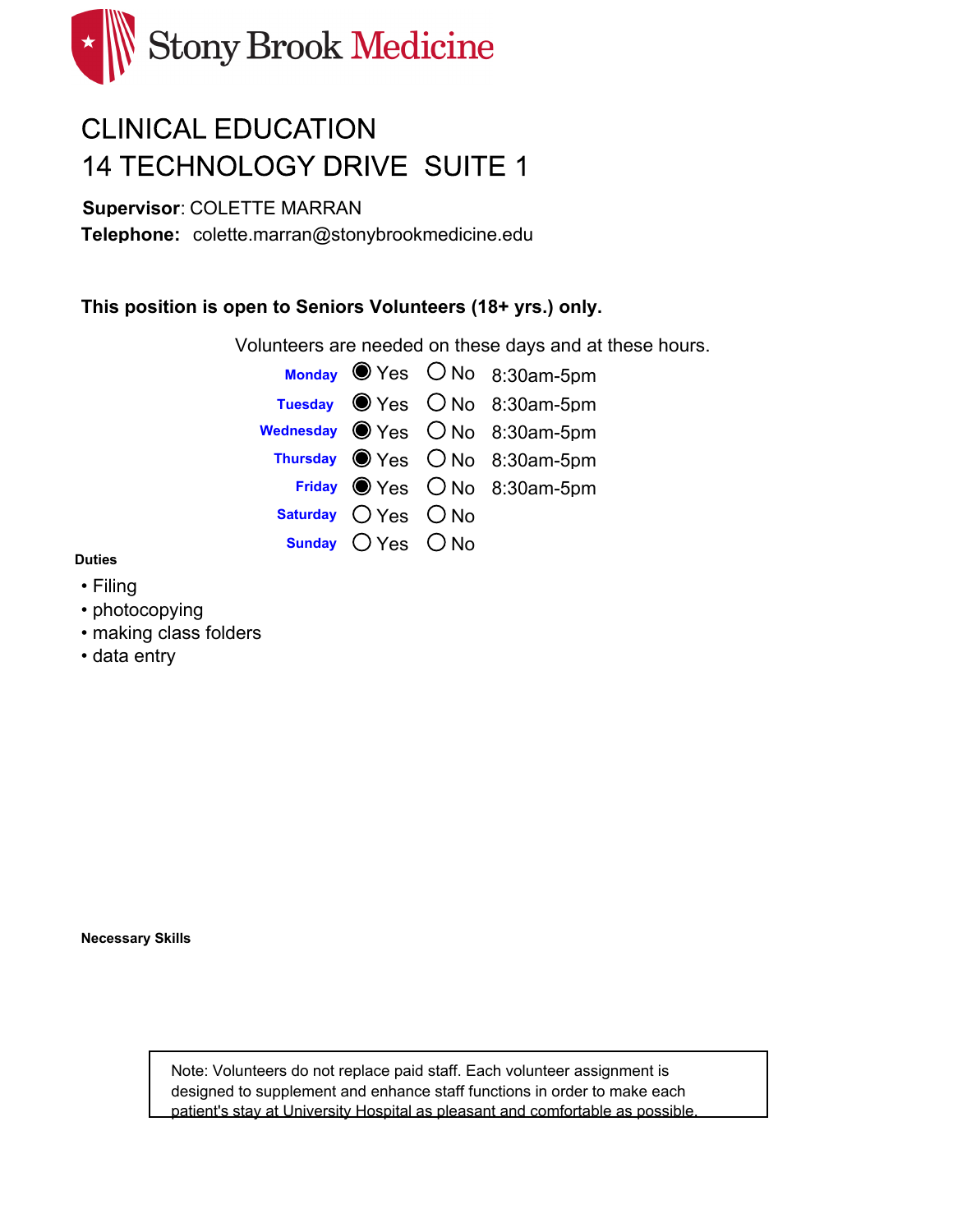Stony Brook Medicine

# CLINICAL EDUCATION
# 14 TECHNOLOGY DRIVE SUITE 1

**Supervisor**: COLETTE MARRAN

**Telephone:** colette.marran@stonybrookmedicine.edu

**This position is open to Seniors Volunteers (18+ yrs.) only.**

Volunteers are needed on these days and at these hours.

| Day | Yes | No | Hours |
|---|---|---|---|
| **Monday** | ◉ Yes | ○ No | 8:30am-5pm |
| **Tuesday** | ◉ Yes | ○ No | 8:30am-5pm |
| **Wednesday** | ◉ Yes | ○ No | 8:30am-5pm |
| **Thursday** | ◉ Yes | ○ No | 8:30am-5pm |
| **Friday** | ◉ Yes | ○ No | 8:30am-5pm |
| **Saturday** | ○ Yes | ○ No | |
| **Sunday** | ○ Yes | ○ No | |

**Duties**

- Filing
- photocopying
- making class folders
- data entry

**Necessary Skills**

Note: Volunteers do not replace paid staff. Each volunteer assignment is designed to supplement and enhance staff functions in order to make each patient's stay at University Hospital as pleasant and comfortable as possible.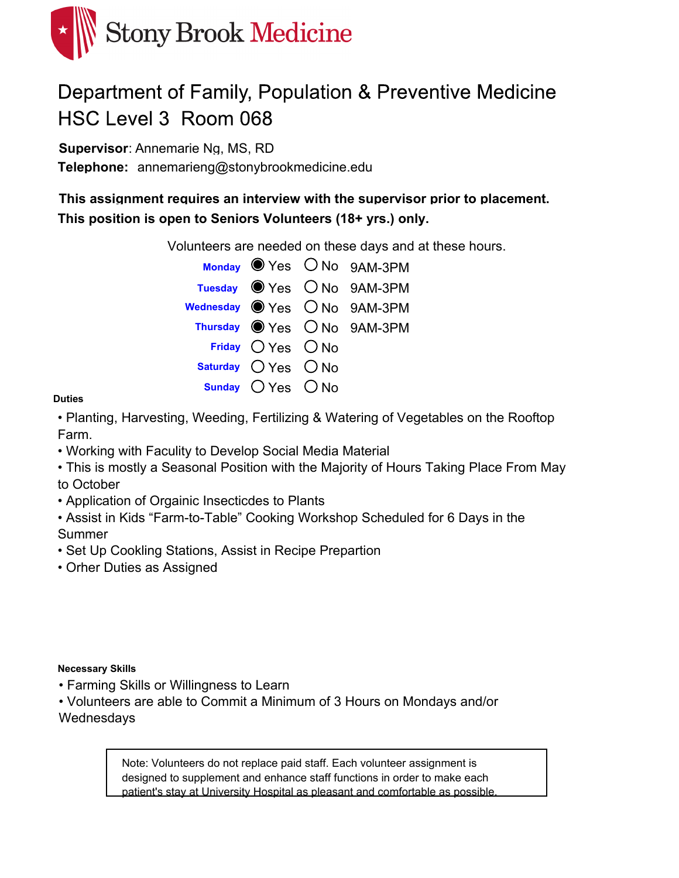Stony Brook Medicine

# Department of Family, Population & Preventive Medicine
## HSC Level 3  Room 068

**Supervisor**: Annemarie Ng, MS, RD
**Telephone:** annemarieng@stonybrookmedicine.edu

**This assignment requires an interview with the supervisor prior to placement.**
**This position is open to Seniors Volunteers (18+ yrs.) only.**

Volunteers are needed on these days and at these hours.

| Day | Yes | No | Hours |
|---|---|---|---|
| Monday | ◉ Yes | ○ No | 9AM-3PM |
| Tuesday | ◉ Yes | ○ No | 9AM-3PM |
| Wednesday | ◉ Yes | ○ No | 9AM-3PM |
| Thursday | ◉ Yes | ○ No | 9AM-3PM |
| Friday | ○ Yes | ○ No | |
| Saturday | ○ Yes | ○ No | |
| Sunday | ○ Yes | ○ No | |

**Duties**

- Planting, Harvesting, Weeding, Fertilizing & Watering of Vegetables on the Rooftop Farm.
- Working with Faculity to Develop Social Media Material
- This is mostly a Seasonal Position with the Majority of Hours Taking Place From May to October
- Application of Orgainic Insecticdes to Plants
- Assist in Kids "Farm-to-Table" Cooking Workshop Scheduled for 6 Days in the Summer
- Set Up Cookling Stations, Assist in Recipe Prepartion
- Orher Duties as Assigned

**Necessary Skills**

- Farming Skills or Willingness to Learn
- Volunteers are able to Commit a Minimum of 3 Hours on Mondays and/or Wednesdays

Note: Volunteers do not replace paid staff. Each volunteer assignment is designed to supplement and enhance staff functions in order to make each patient's stay at University Hospital as pleasant and comfortable as possible.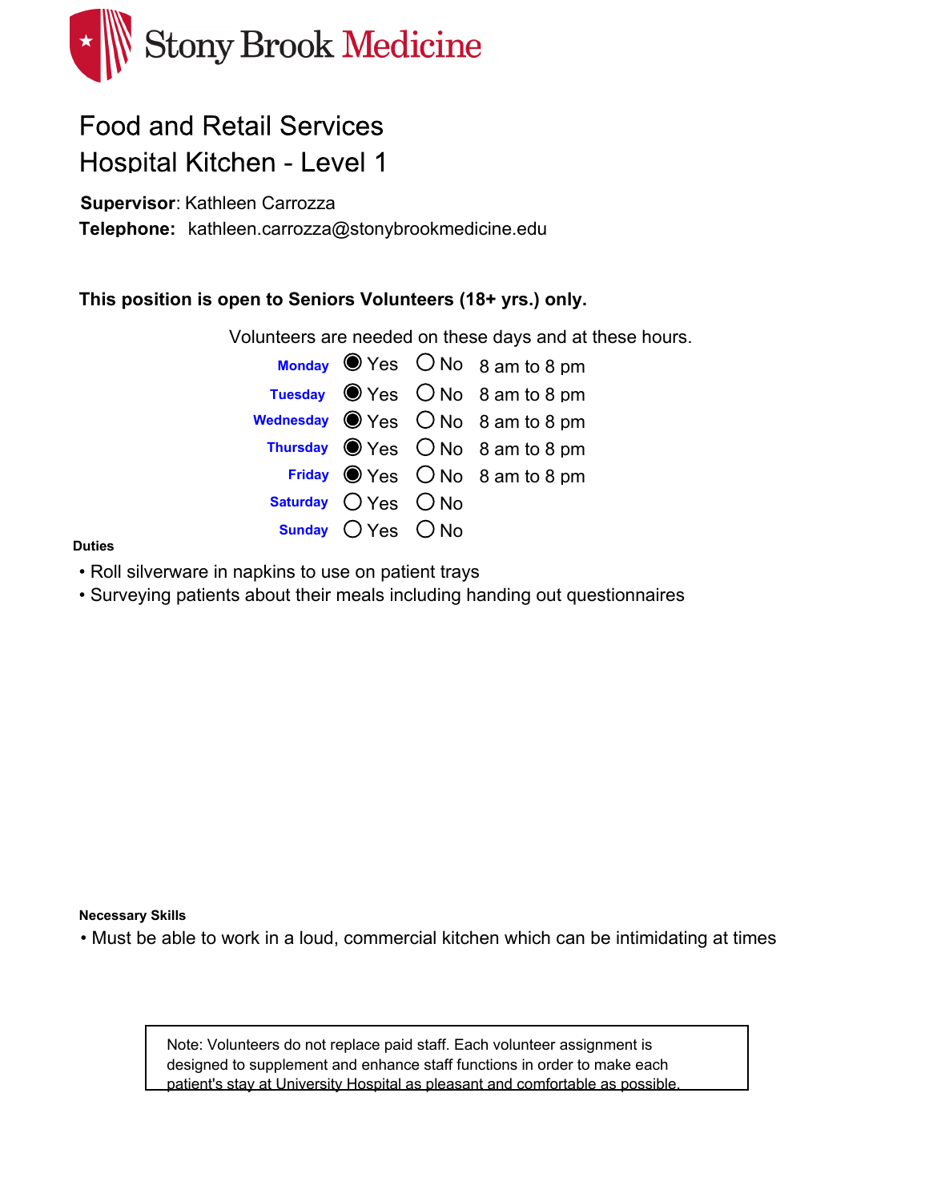Stony Brook Medicine

# Food and Retail Services
## Hospital Kitchen - Level 1

**Supervisor**: Kathleen Carrozza
**Telephone:** kathleen.carrozza@stonybrookmedicine.edu

**This position is open to Seniors Volunteers (18+ yrs.) only.**

Volunteers are needed on these days and at these hours.

| Day | Yes | No | Hours |
|---|---|---|---|
| Monday | ◉ Yes | ○ No | 8 am to 8 pm |
| Tuesday | ◉ Yes | ○ No | 8 am to 8 pm |
| Wednesday | ◉ Yes | ○ No | 8 am to 8 pm |
| Thursday | ◉ Yes | ○ No | 8 am to 8 pm |
| Friday | ◉ Yes | ○ No | 8 am to 8 pm |
| Saturday | ○ Yes | ○ No | |
| Sunday | ○ Yes | ○ No | |

**Duties**

- Roll silverware in napkins to use on patient trays
- Surveying patients about their meals including handing out questionnaires

**Necessary Skills**

- Must be able to work in a loud, commercial kitchen which can be intimidating at times

> Note: Volunteers do not replace paid staff. Each volunteer assignment is designed to supplement and enhance staff functions in order to make each patient's stay at University Hospital as pleasant and comfortable as possible.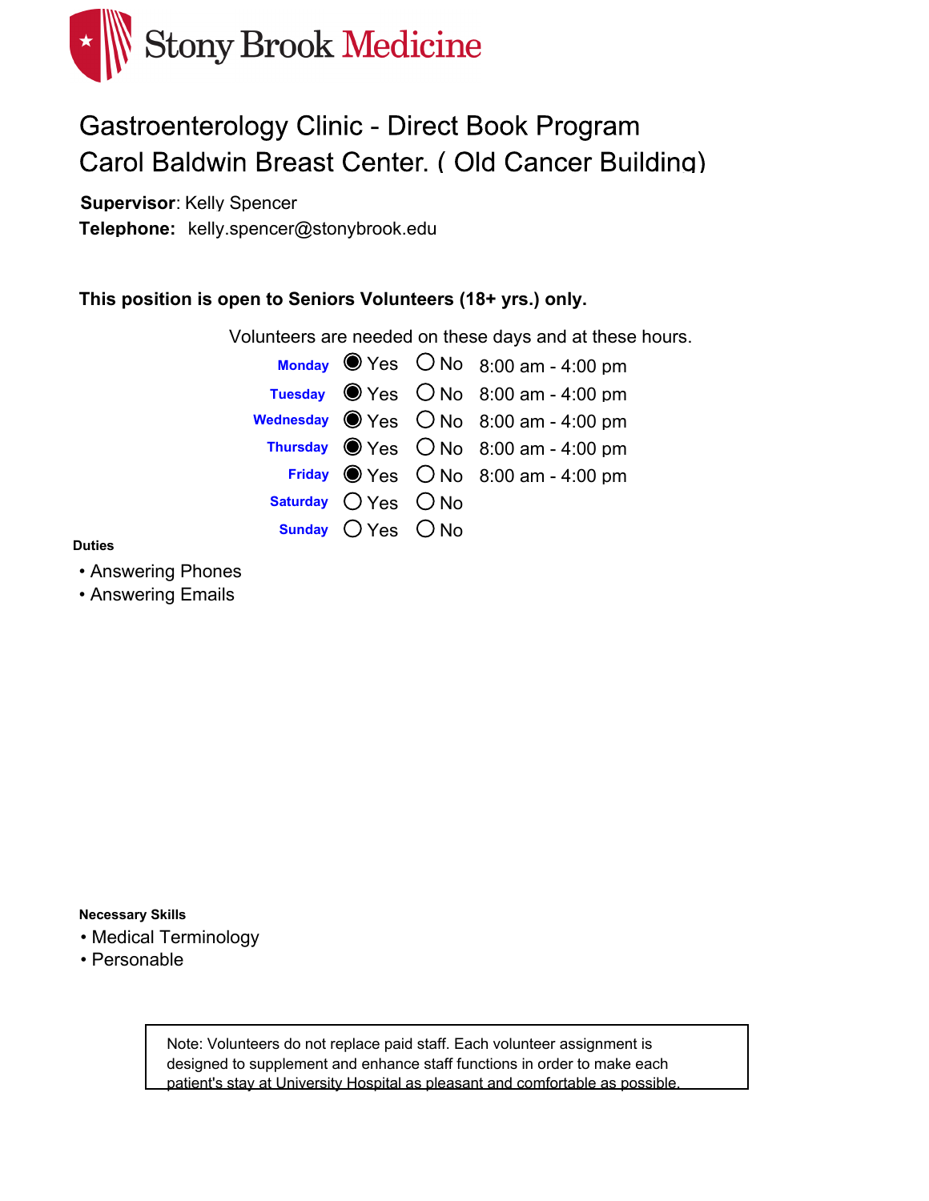Stony Brook Medicine

# Gastroenterology Clinic - Direct Book Program
# Carol Baldwin Breast Center. ( Old Cancer Building)

**Supervisor**: Kelly Spencer
**Telephone:** kelly.spencer@stonybrook.edu

**This position is open to Seniors Volunteers (18+ yrs.) only.**

Volunteers are needed on these days and at these hours.

| Day | Yes | No | Hours |
|---|---|---|---|
| **Monday** | ◉ Yes | ○ No | 8:00 am - 4:00 pm |
| **Tuesday** | ◉ Yes | ○ No | 8:00 am - 4:00 pm |
| **Wednesday** | ◉ Yes | ○ No | 8:00 am - 4:00 pm |
| **Thursday** | ◉ Yes | ○ No | 8:00 am - 4:00 pm |
| **Friday** | ◉ Yes | ○ No | 8:00 am - 4:00 pm |
| **Saturday** | ○ Yes | ○ No | |
| **Sunday** | ○ Yes | ○ No | |

**Duties**

- Answering Phones
- Answering Emails

**Necessary Skills**

- Medical Terminology
- Personable

> Note: Volunteers do not replace paid staff. Each volunteer assignment is designed to supplement and enhance staff functions in order to make each patient's stay at University Hospital as pleasant and comfortable as possible.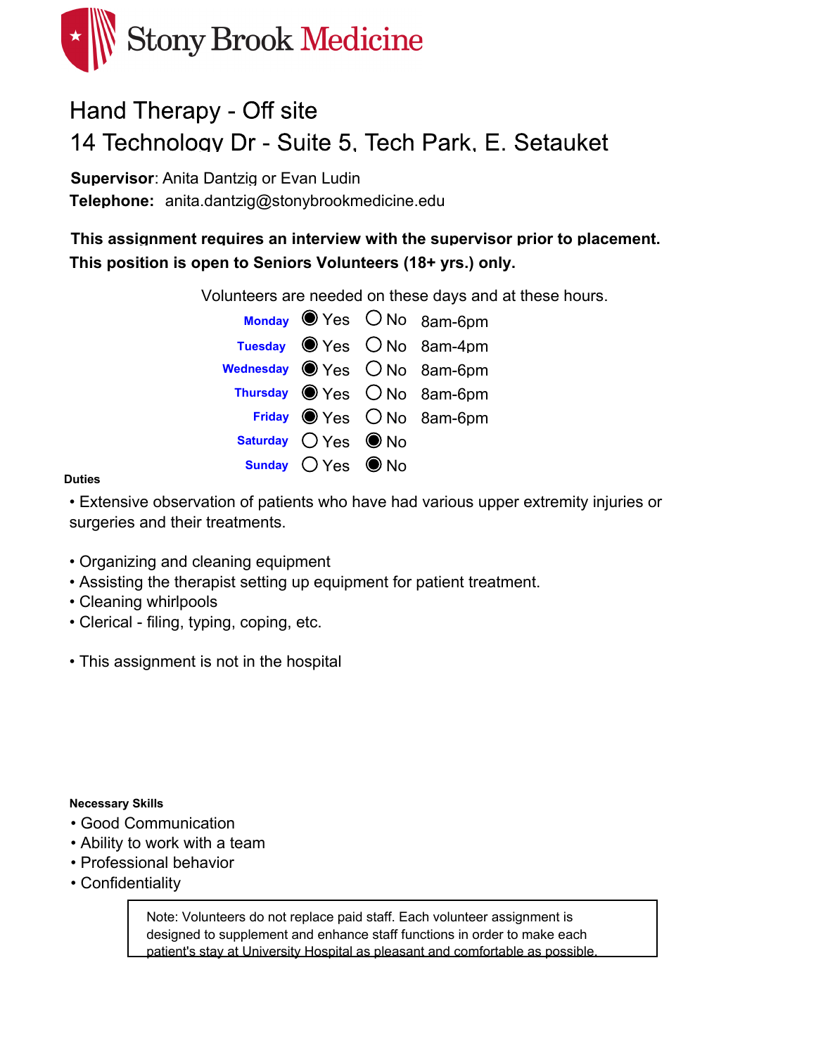Stony Brook Medicine

# Hand Therapy - Off site

## 14 Technology Dr - Suite 5, Tech Park, E. Setauket

**Supervisor**: Anita Dantzig or Evan Ludin

**Telephone:** anita.dantzig@stonybrookmedicine.edu

**This assignment requires an interview with the supervisor prior to placement.**

**This position is open to Seniors Volunteers (18+ yrs.) only.**

Volunteers are needed on these days and at these hours.

| Day | Yes | No | Hours |
|---|---|---|---|
| Monday | ◉ Yes | ○ No | 8am-6pm |
| Tuesday | ◉ Yes | ○ No | 8am-4pm |
| Wednesday | ◉ Yes | ○ No | 8am-6pm |
| Thursday | ◉ Yes | ○ No | 8am-6pm |
| Friday | ◉ Yes | ○ No | 8am-6pm |
| Saturday | ○ Yes | ◉ No | |
| Sunday | ○ Yes | ◉ No | |

**Duties**

- Extensive observation of patients who have had various upper extremity injuries or surgeries and their treatments.

- Organizing and cleaning equipment
- Assisting the therapist setting up equipment for patient treatment.
- Cleaning whirlpools
- Clerical - filing, typing, coping, etc.

- This assignment is not in the hospital

**Necessary Skills**

- Good Communication
- Ability to work with a team
- Professional behavior
- Confidentiality

Note: Volunteers do not replace paid staff. Each volunteer assignment is designed to supplement and enhance staff functions in order to make each patient's stay at University Hospital as pleasant and comfortable as possible.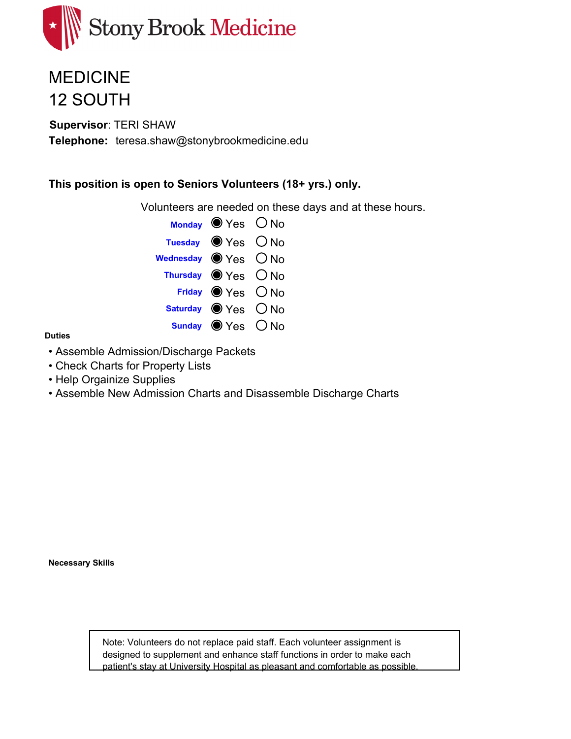Stony Brook Medicine

# MEDICINE
# 12 SOUTH

**Supervisor**: TERI SHAW

**Telephone:** teresa.shaw@stonybrookmedicine.edu

**This position is open to Seniors Volunteers (18+ yrs.) only.**

Volunteers are needed on these days and at these hours.

| Day | Yes | No |
|---|---|---|
| Monday | ◉ Yes | ○ No |
| Tuesday | ◉ Yes | ○ No |
| Wednesday | ◉ Yes | ○ No |
| Thursday | ◉ Yes | ○ No |
| Friday | ◉ Yes | ○ No |
| Saturday | ◉ Yes | ○ No |
| Sunday | ◉ Yes | ○ No |

**Duties**

- Assemble Admission/Discharge Packets
- Check Charts for Property Lists
- Help Orgainize Supplies
- Assemble New Admission Charts and Disassemble Discharge Charts

**Necessary Skills**

Note: Volunteers do not replace paid staff. Each volunteer assignment is designed to supplement and enhance staff functions in order to make each patient's stay at University Hospital as pleasant and comfortable as possible.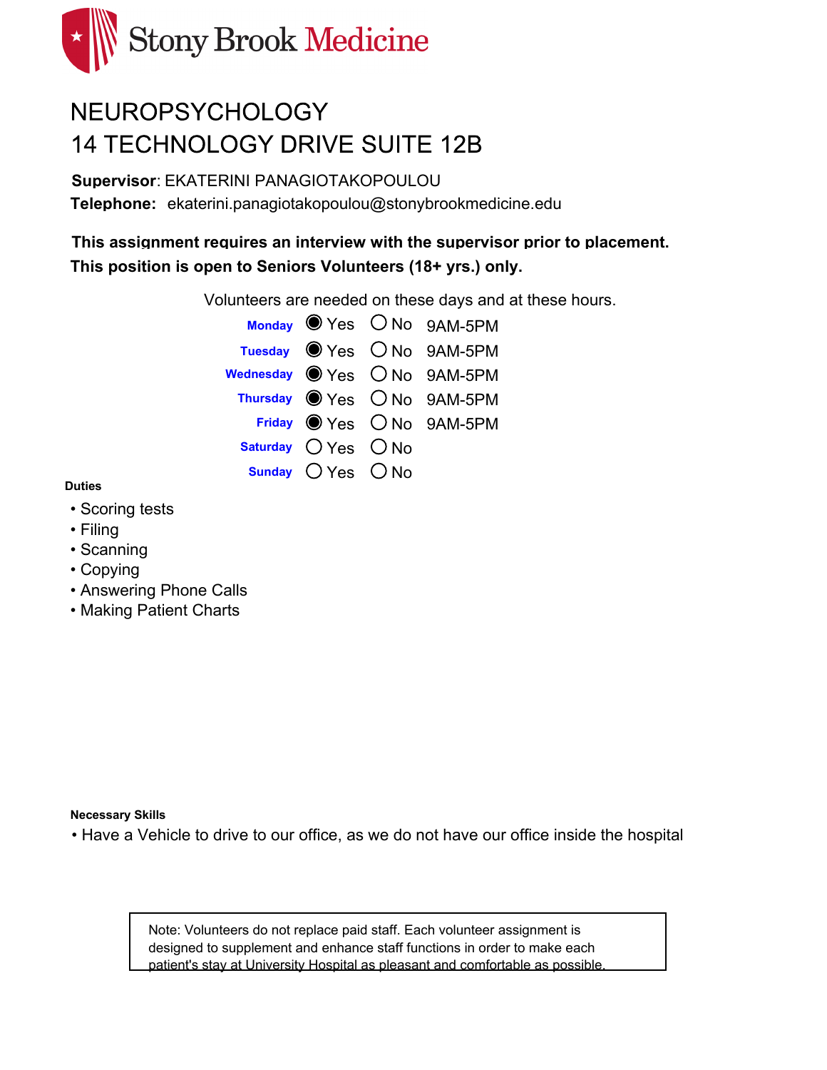Stony Brook Medicine

# NEUROPSYCHOLOGY
# 14 TECHNOLOGY DRIVE SUITE 12B

**Supervisor**: EKATERINI PANAGIOTAKOPOULOU

**Telephone:** ekaterini.panagiotakopoulou@stonybrookmedicine.edu

**This assignment requires an interview with the supervisor prior to placement.**

**This position is open to Seniors Volunteers (18+ yrs.) only.**

Volunteers are needed on these days and at these hours.

| Day | Yes | No | Hours |
|---|---|---|---|
| Monday | ◉ Yes | ○ No | 9AM-5PM |
| Tuesday | ◉ Yes | ○ No | 9AM-5PM |
| Wednesday | ◉ Yes | ○ No | 9AM-5PM |
| Thursday | ◉ Yes | ○ No | 9AM-5PM |
| Friday | ◉ Yes | ○ No | 9AM-5PM |
| Saturday | ○ Yes | ○ No | |
| Sunday | ○ Yes | ○ No | |

**Duties**

- Scoring tests
- Filing
- Scanning
- Copying
- Answering Phone Calls
- Making Patient Charts

**Necessary Skills**

- Have a Vehicle to drive to our office, as we do not have our office inside the hospital

Note: Volunteers do not replace paid staff. Each volunteer assignment is designed to supplement and enhance staff functions in order to make each patient's stay at University Hospital as pleasant and comfortable as possible.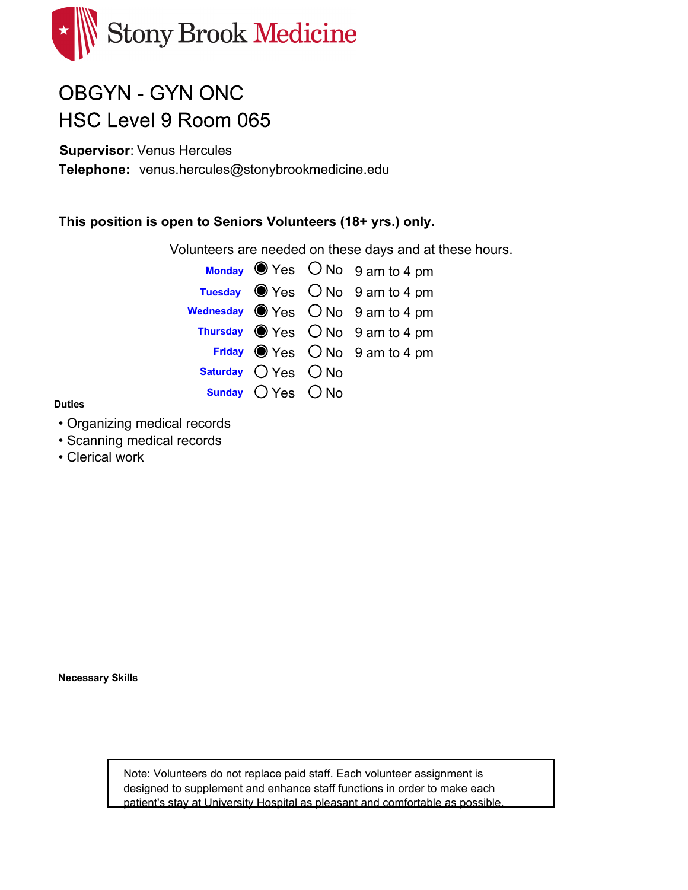Stony Brook Medicine

# OBGYN - GYN ONC
# HSC Level 9 Room 065

**Supervisor**: Venus Hercules
**Telephone:** venus.hercules@stonybrookmedicine.edu

**This position is open to Seniors Volunteers (18+ yrs.) only.**

Volunteers are needed on these days and at these hours.

| Day | Yes | No | Hours |
|---|---|---|---|
| **Monday** | ◉ Yes | ○ No | 9 am to 4 pm |
| **Tuesday** | ◉ Yes | ○ No | 9 am to 4 pm |
| **Wednesday** | ◉ Yes | ○ No | 9 am to 4 pm |
| **Thursday** | ◉ Yes | ○ No | 9 am to 4 pm |
| **Friday** | ◉ Yes | ○ No | 9 am to 4 pm |
| **Saturday** | ○ Yes | ○ No | |
| **Sunday** | ○ Yes | ○ No | |

**Duties**

- Organizing medical records
- Scanning medical records
- Clerical work

**Necessary Skills**

Note: Volunteers do not replace paid staff. Each volunteer assignment is designed to supplement and enhance staff functions in order to make each patient's stay at University Hospital as pleasant and comfortable as possible.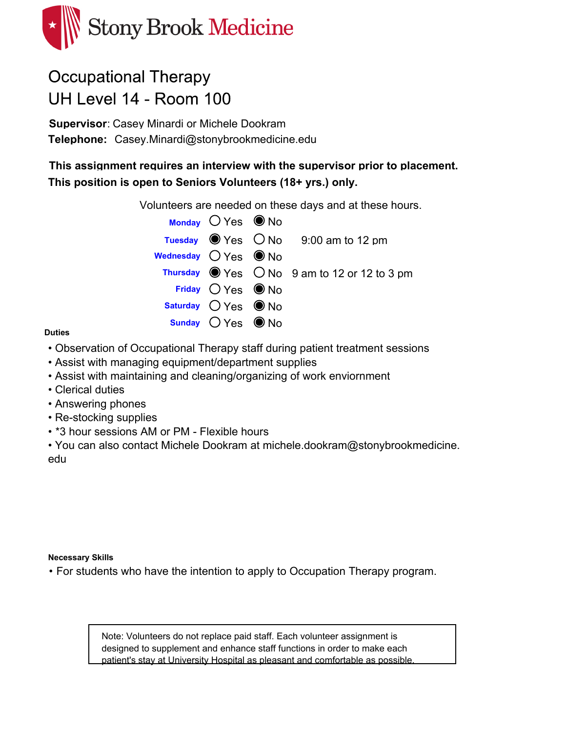# Occupational Therapy
## UH Level 14 - Room 100

**Supervisor**: Casey Minardi or Michele Dookram
**Telephone:** Casey.Minardi@stonybrookmedicine.edu

**This assignment requires an interview with the supervisor prior to placement.**
**This position is open to Seniors Volunteers (18+ yrs.) only.**

Volunteers are needed on these days and at these hours.

| Day | Yes | No | Hours |
|---|---|---|---|
| Monday | ○ Yes | ● No | |
| Tuesday | ● Yes | ○ No | 9:00 am to 12 pm |
| Wednesday | ○ Yes | ● No | |
| Thursday | ● Yes | ○ No | 9 am to 12 or 12 to 3 pm |
| Friday | ○ Yes | ● No | |
| Saturday | ○ Yes | ● No | |
| Sunday | ○ Yes | ● No | |

**Duties**

- Observation of Occupational Therapy staff during patient treatment sessions
- Assist with managing equipment/department supplies
- Assist with maintaining and cleaning/organizing of work enviornment
- Clerical duties
- Answering phones
- Re-stocking supplies
- *3 hour sessions AM or PM - Flexible hours
- You can also contact Michele Dookram at michele.dookram@stonybrookmedicine.edu

**Necessary Skills**

- For students who have the intention to apply to Occupation Therapy program.

Note: Volunteers do not replace paid staff. Each volunteer assignment is designed to supplement and enhance staff functions in order to make each patient's stay at University Hospital as pleasant and comfortable as possible.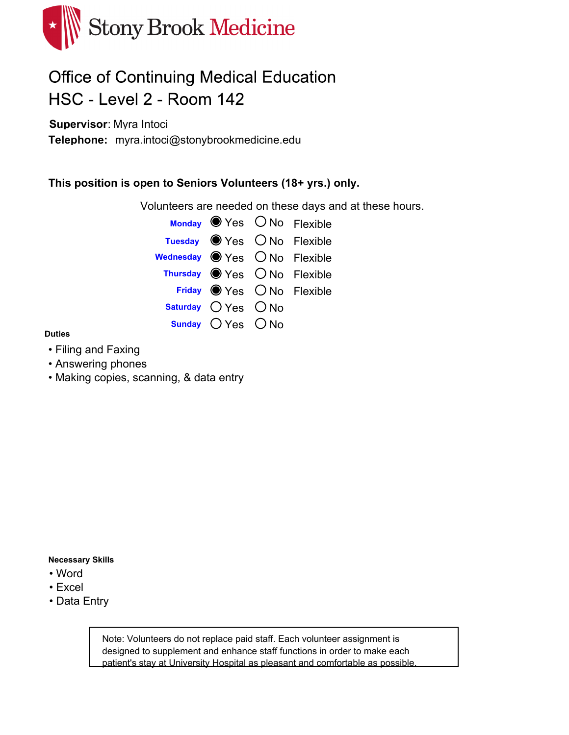Stony Brook Medicine

# Office of Continuing Medical Education
# HSC - Level 2 - Room 142

**Supervisor**: Myra Intoci

**Telephone:** myra.intoci@stonybrookmedicine.edu

**This position is open to Seniors Volunteers (18+ yrs.) only.**

Volunteers are needed on these days and at these hours.

| Day | Yes | No | Hours |
|---|---|---|---|
| **Monday** | ◉ Yes | ○ No | Flexible |
| **Tuesday** | ◉ Yes | ○ No | Flexible |
| **Wednesday** | ◉ Yes | ○ No | Flexible |
| **Thursday** | ◉ Yes | ○ No | Flexible |
| **Friday** | ◉ Yes | ○ No | Flexible |
| **Saturday** | ○ Yes | ○ No | |
| **Sunday** | ○ Yes | ○ No | |

**Duties**

- Filing and Faxing
- Answering phones
- Making copies, scanning, & data entry

**Necessary Skills**

- Word
- Excel
- Data Entry

Note: Volunteers do not replace paid staff. Each volunteer assignment is designed to supplement and enhance staff functions in order to make each patient's stay at University Hospital as pleasant and comfortable as possible.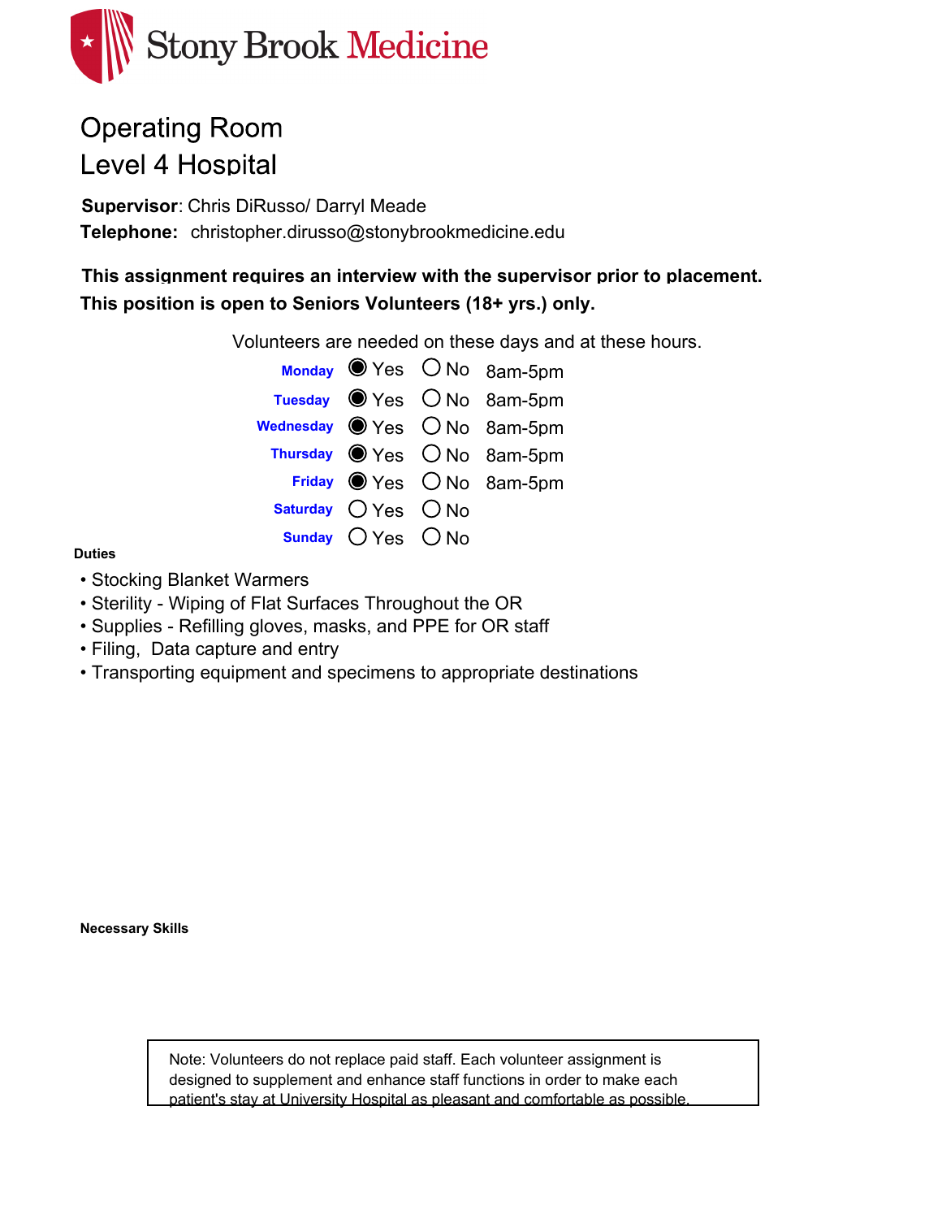Stony Brook Medicine

# Operating Room
# Level 4 Hospital

**Supervisor**: Chris DiRusso/ Darryl Meade
**Telephone:** christopher.dirusso@stonybrookmedicine.edu

**This assignment requires an interview with the supervisor prior to placement.**
**This position is open to Seniors Volunteers (18+ yrs.) only.**

Volunteers are needed on these days and at these hours.

| Day | Yes | No | Hours |
|---|---|---|---|
| **Monday** | ◉ Yes | ○ No | 8am-5pm |
| **Tuesday** | ◉ Yes | ○ No | 8am-5pm |
| **Wednesday** | ◉ Yes | ○ No | 8am-5pm |
| **Thursday** | ◉ Yes | ○ No | 8am-5pm |
| **Friday** | ◉ Yes | ○ No | 8am-5pm |
| **Saturday** | ○ Yes | ○ No | |
| **Sunday** | ○ Yes | ○ No | |

**Duties**

- Stocking Blanket Warmers
- Sterility - Wiping of Flat Surfaces Throughout the OR
- Supplies - Refilling gloves, masks, and PPE for OR staff
- Filing, Data capture and entry
- Transporting equipment and specimens to appropriate destinations

**Necessary Skills**

Note: Volunteers do not replace paid staff. Each volunteer assignment is designed to supplement and enhance staff functions in order to make each patient's stay at University Hospital as pleasant and comfortable as possible.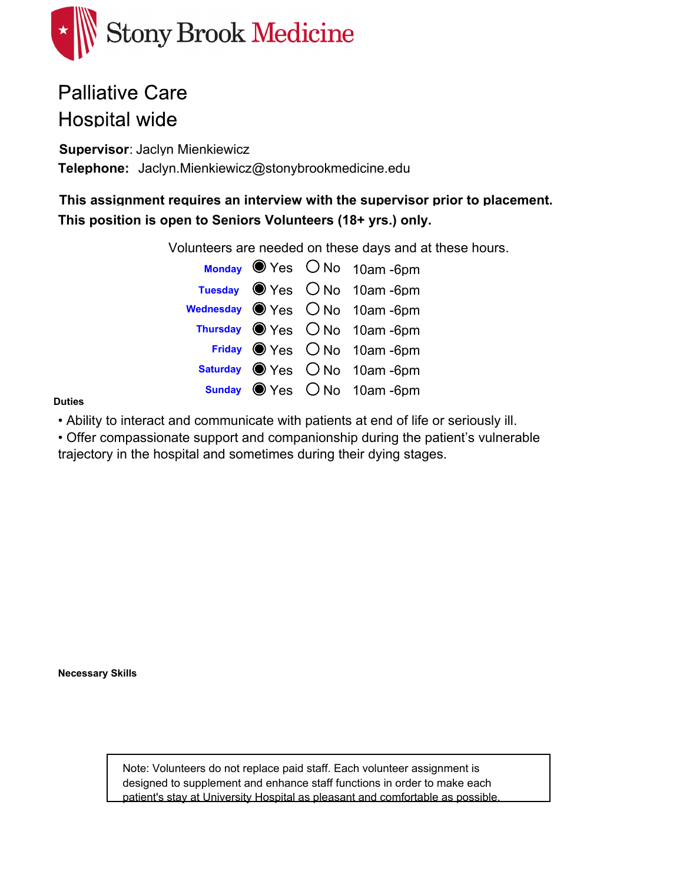Stony Brook Medicine

# Palliative Care
## Hospital wide

**Supervisor**: Jaclyn Mienkiewicz

**Telephone:** Jaclyn.Mienkiewicz@stonybrookmedicine.edu

**This assignment requires an interview with the supervisor prior to placement.**

**This position is open to Seniors Volunteers (18+ yrs.) only.**

Volunteers are needed on these days and at these hours.

| Day | Yes | No | Hours |
|---|---|---|---|
| Monday | ◉ Yes | ○ No | 10am -6pm |
| Tuesday | ◉ Yes | ○ No | 10am -6pm |
| Wednesday | ◉ Yes | ○ No | 10am -6pm |
| Thursday | ◉ Yes | ○ No | 10am -6pm |
| Friday | ◉ Yes | ○ No | 10am -6pm |
| Saturday | ◉ Yes | ○ No | 10am -6pm |
| Sunday | ◉ Yes | ○ No | 10am -6pm |

**Duties**

- Ability to interact and communicate with patients at end of life or seriously ill.
- Offer compassionate support and companionship during the patient's vulnerable trajectory in the hospital and sometimes during their dying stages.

**Necessary Skills**

Note: Volunteers do not replace paid staff. Each volunteer assignment is designed to supplement and enhance staff functions in order to make each patient's stay at University Hospital as pleasant and comfortable as possible.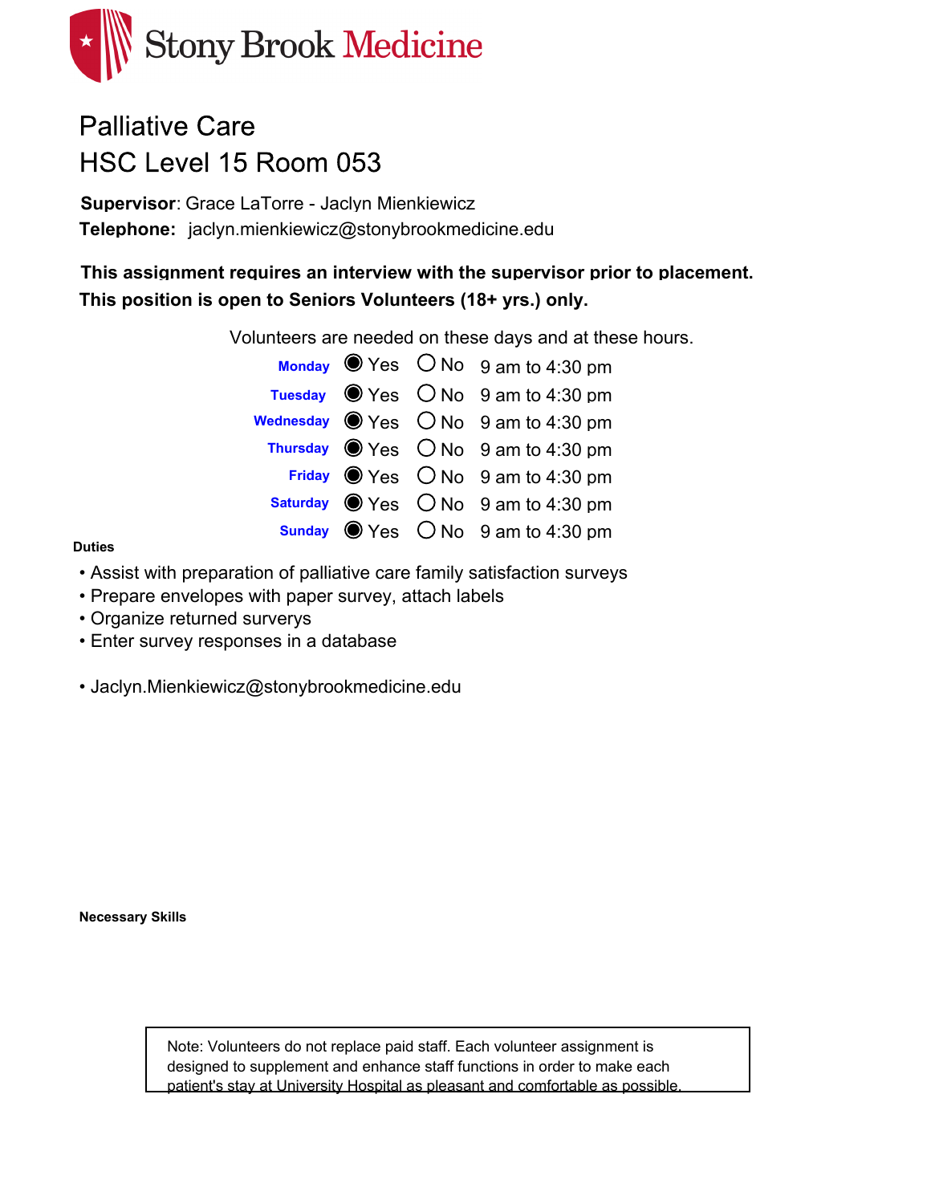Stony Brook Medicine

# Palliative Care
# HSC Level 15 Room 053

**Supervisor**: Grace LaTorre - Jaclyn Mienkiewicz
**Telephone:** jaclyn.mienkiewicz@stonybrookmedicine.edu

**This assignment requires an interview with the supervisor prior to placement.**
**This position is open to Seniors Volunteers (18+ yrs.) only.**

Volunteers are needed on these days and at these hours.

| Day | Yes | No | Hours |
|---|---|---|---|
| Monday | ◉ Yes | ○ No | 9 am to 4:30 pm |
| Tuesday | ◉ Yes | ○ No | 9 am to 4:30 pm |
| Wednesday | ◉ Yes | ○ No | 9 am to 4:30 pm |
| Thursday | ◉ Yes | ○ No | 9 am to 4:30 pm |
| Friday | ◉ Yes | ○ No | 9 am to 4:30 pm |
| Saturday | ◉ Yes | ○ No | 9 am to 4:30 pm |
| Sunday | ◉ Yes | ○ No | 9 am to 4:30 pm |

**Duties**

- Assist with preparation of palliative care family satisfaction surveys
- Prepare envelopes with paper survey, attach labels
- Organize returned surverys
- Enter survey responses in a database

- Jaclyn.Mienkiewicz@stonybrookmedicine.edu

**Necessary Skills**

Note: Volunteers do not replace paid staff. Each volunteer assignment is designed to supplement and enhance staff functions in order to make each patient's stay at University Hospital as pleasant and comfortable as possible.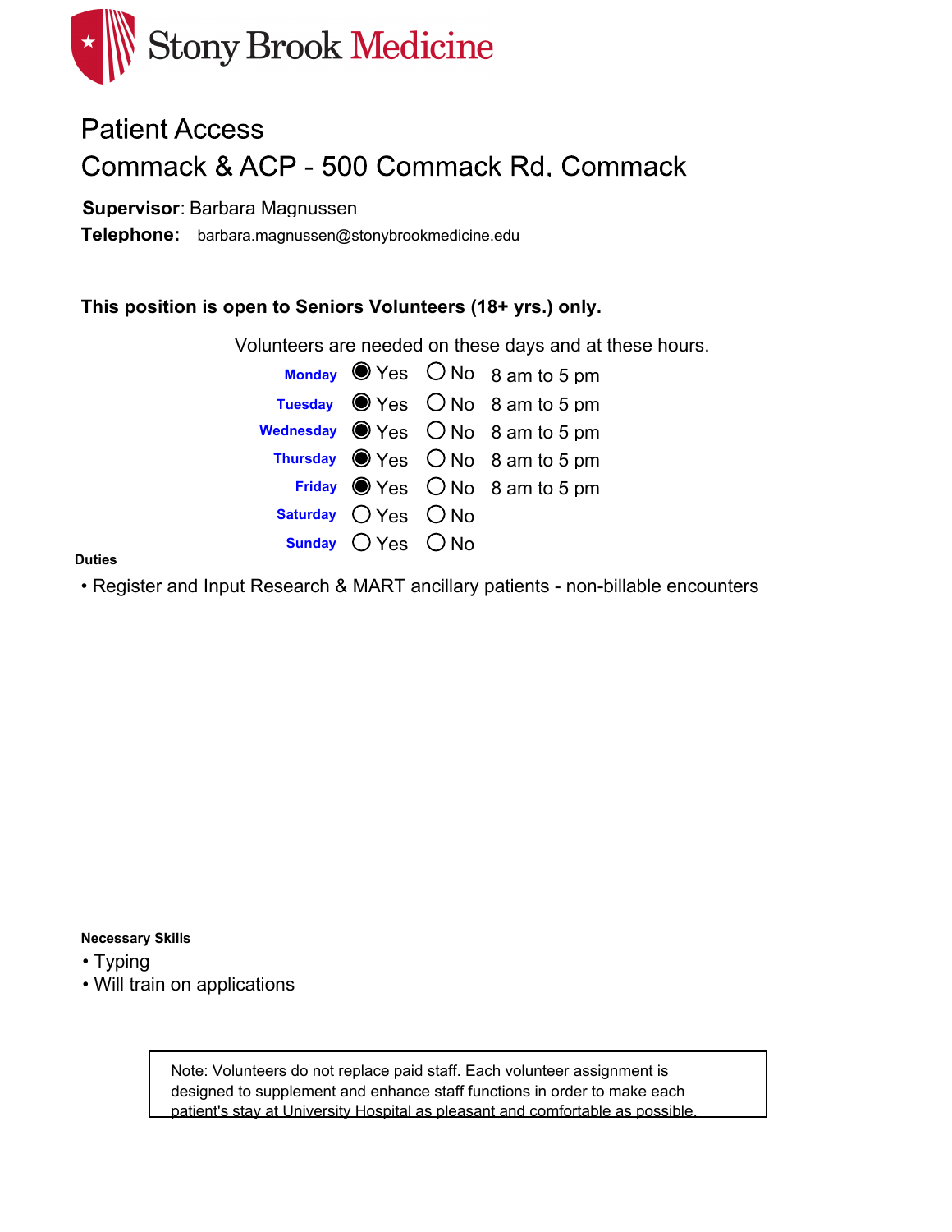Stony Brook Medicine

# Patient Access

## Commack & ACP - 500 Commack Rd, Commack

**Supervisor**: Barbara Magnussen

**Telephone:** barbara.magnussen@stonybrookmedicine.edu

**This position is open to Seniors Volunteers (18+ yrs.) only.**

Volunteers are needed on these days and at these hours.

| Day | Yes | No | Hours |
|---|---|---|---|
| Monday | ◉ Yes | ○ No | 8 am to 5 pm |
| Tuesday | ◉ Yes | ○ No | 8 am to 5 pm |
| Wednesday | ◉ Yes | ○ No | 8 am to 5 pm |
| Thursday | ◉ Yes | ○ No | 8 am to 5 pm |
| Friday | ◉ Yes | ○ No | 8 am to 5 pm |
| Saturday | ○ Yes | ○ No | |
| Sunday | ○ Yes | ○ No | |

**Duties**

- Register and Input Research & MART ancillary patients - non-billable encounters

**Necessary Skills**

- Typing
- Will train on applications

Note: Volunteers do not replace paid staff. Each volunteer assignment is designed to supplement and enhance staff functions in order to make each patient's stay at University Hospital as pleasant and comfortable as possible.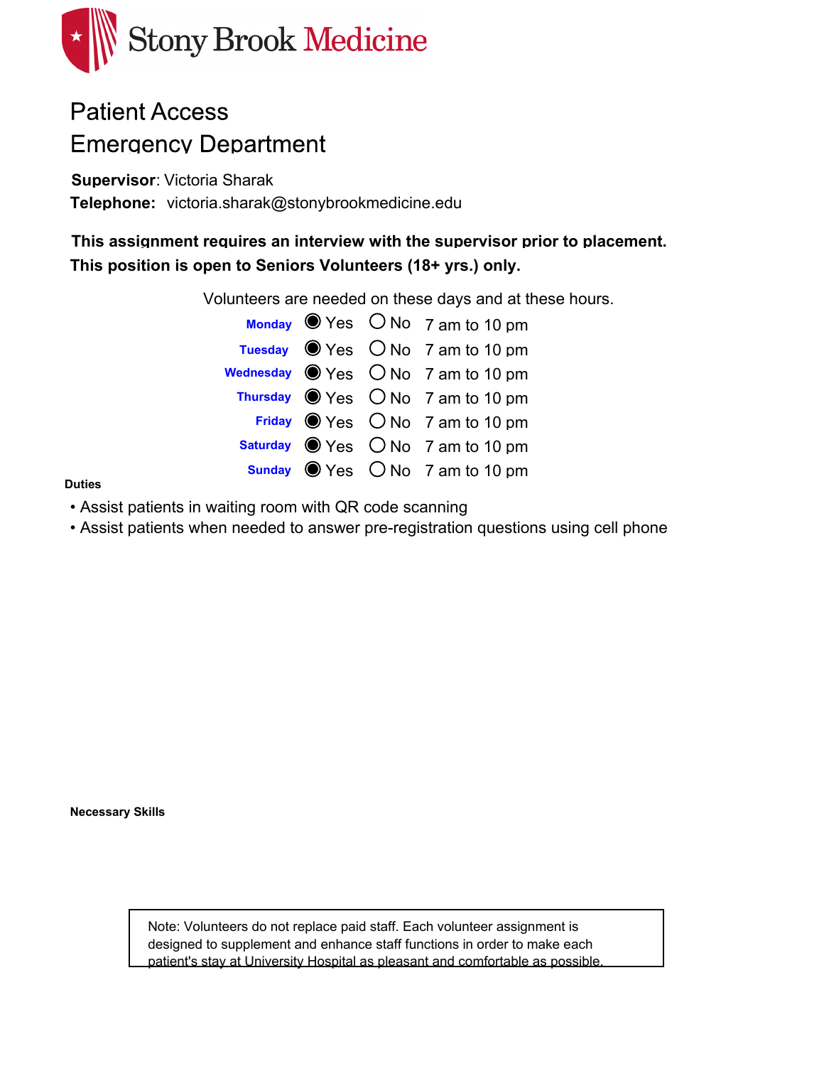Stony Brook Medicine

# Patient Access
# Emergency Department

**Supervisor**: Victoria Sharak

**Telephone:** victoria.sharak@stonybrookmedicine.edu

**This assignment requires an interview with the supervisor prior to placement.**

**This position is open to Seniors Volunteers (18+ yrs.) only.**

Volunteers are needed on these days and at these hours.

| Day | Yes | No | Hours |
|---|---|---|---|
| Monday | ◉ Yes | ○ No | 7 am to 10 pm |
| Tuesday | ◉ Yes | ○ No | 7 am to 10 pm |
| Wednesday | ◉ Yes | ○ No | 7 am to 10 pm |
| Thursday | ◉ Yes | ○ No | 7 am to 10 pm |
| Friday | ◉ Yes | ○ No | 7 am to 10 pm |
| Saturday | ◉ Yes | ○ No | 7 am to 10 pm |
| Sunday | ◉ Yes | ○ No | 7 am to 10 pm |

**Duties**

- Assist patients in waiting room with QR code scanning
- Assist patients when needed to answer pre-registration questions using cell phone

**Necessary Skills**

Note: Volunteers do not replace paid staff. Each volunteer assignment is designed to supplement and enhance staff functions in order to make each patient's stay at University Hospital as pleasant and comfortable as possible.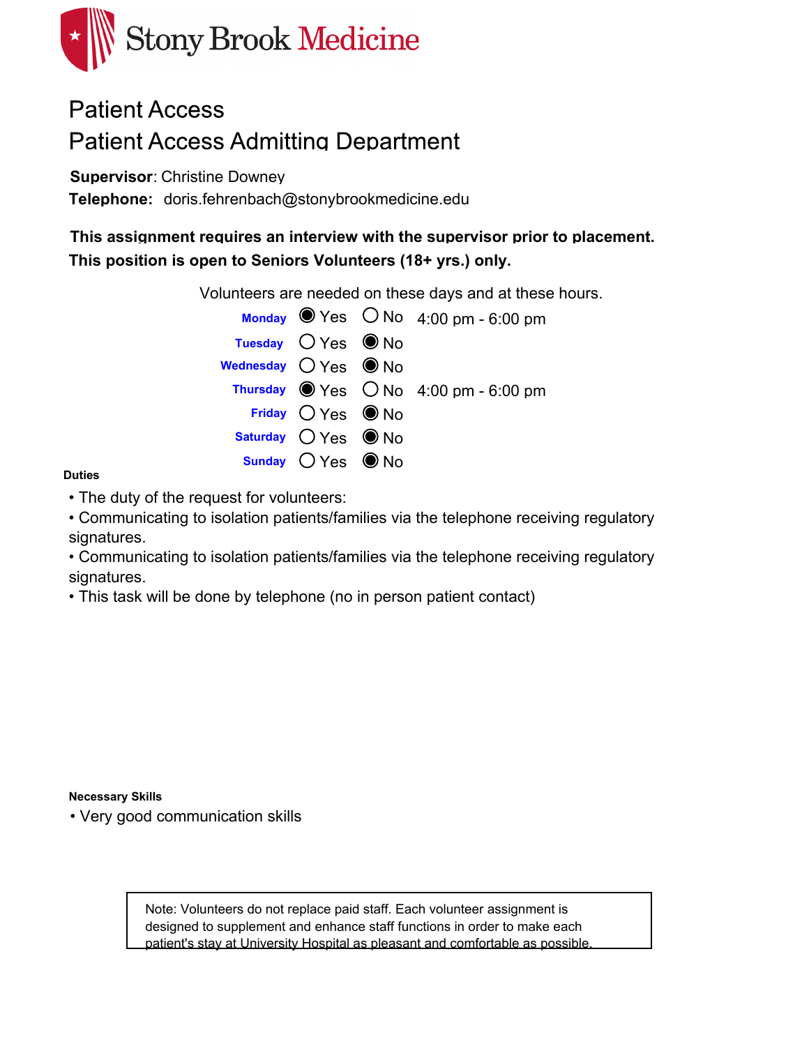Stony Brook Medicine

# Patient Access

## Patient Access Admitting Department

**Supervisor**: Christine Downey

**Telephone:** doris.fehrenbach@stonybrookmedicine.edu

**This assignment requires an interview with the supervisor prior to placement.**

**This position is open to Seniors Volunteers (18+ yrs.) only.**

Volunteers are needed on these days and at these hours.

| Day | Yes | No | Hours |
|---|---|---|---|
| Monday | ◉ Yes | ○ No | 4:00 pm - 6:00 pm |
| Tuesday | ○ Yes | ◉ No | |
| Wednesday | ○ Yes | ◉ No | |
| Thursday | ◉ Yes | ○ No | 4:00 pm - 6:00 pm |
| Friday | ○ Yes | ◉ No | |
| Saturday | ○ Yes | ◉ No | |
| Sunday | ○ Yes | ◉ No | |

**Duties**

- The duty of the request for volunteers:
- Communicating to isolation patients/families via the telephone receiving regulatory signatures.
- Communicating to isolation patients/families via the telephone receiving regulatory signatures.
- This task will be done by telephone (no in person patient contact)

**Necessary Skills**

- Very good communication skills

> Note: Volunteers do not replace paid staff. Each volunteer assignment is designed to supplement and enhance staff functions in order to make each patient's stay at University Hospital as pleasant and comfortable as possible.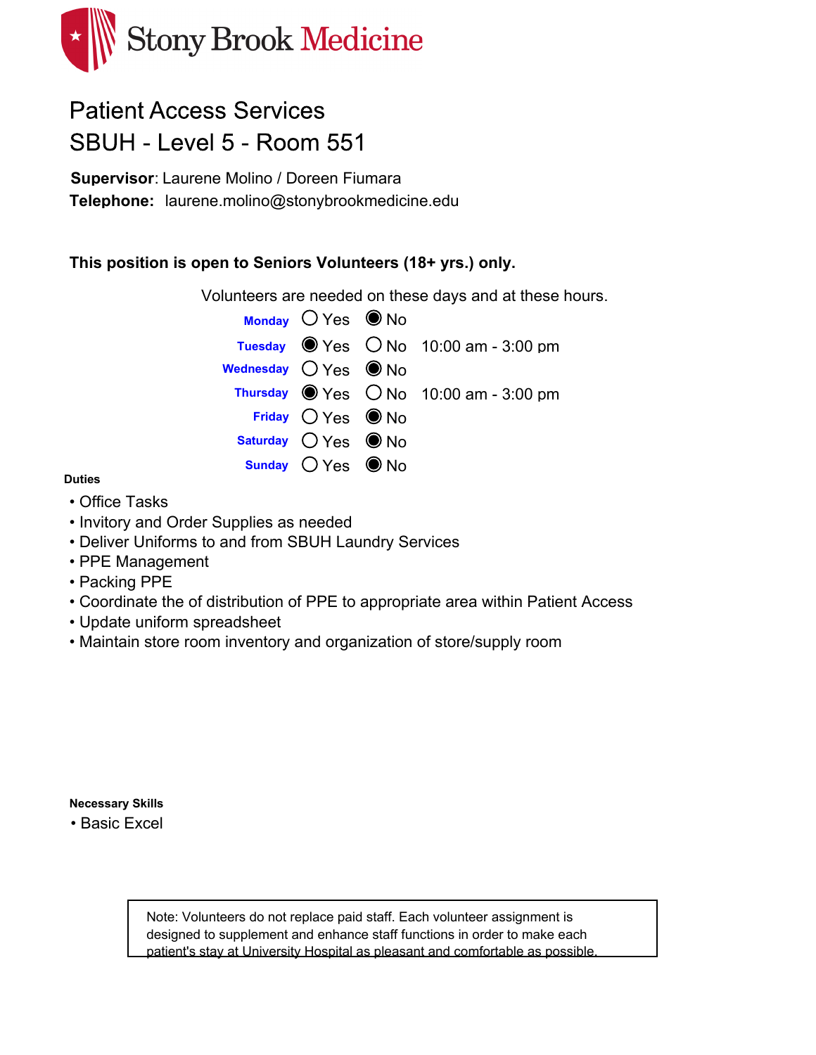Stony Brook Medicine

# Patient Access Services
## SBUH - Level 5 - Room 551

**Supervisor**: Laurene Molino / Doreen Fiumara
**Telephone:** laurene.molino@stonybrookmedicine.edu

**This position is open to Seniors Volunteers (18+ yrs.) only.**

Volunteers are needed on these days and at these hours.

| Day | Yes | No | Hours |
| --- | --- | --- | --- |
| **Monday** | ○ | ● | |
| **Tuesday** | ● | ○ | 10:00 am - 3:00 pm |
| **Wednesday** | ○ | ● | |
| **Thursday** | ● | ○ | 10:00 am - 3:00 pm |
| **Friday** | ○ | ● | |
| **Saturday** | ○ | ● | |
| **Sunday** | ○ | ● | |

**Duties**

- Office Tasks
- Invitory and Order Supplies as needed
- Deliver Uniforms to and from SBUH Laundry Services
- PPE Management
- Packing PPE
- Coordinate the of distribution of PPE to appropriate area within Patient Access
- Update uniform spreadsheet
- Maintain store room inventory and organization of store/supply room

**Necessary Skills**

- Basic Excel

Note: Volunteers do not replace paid staff. Each volunteer assignment is designed to supplement and enhance staff functions in order to make each patient's stay at University Hospital as pleasant and comfortable as possible.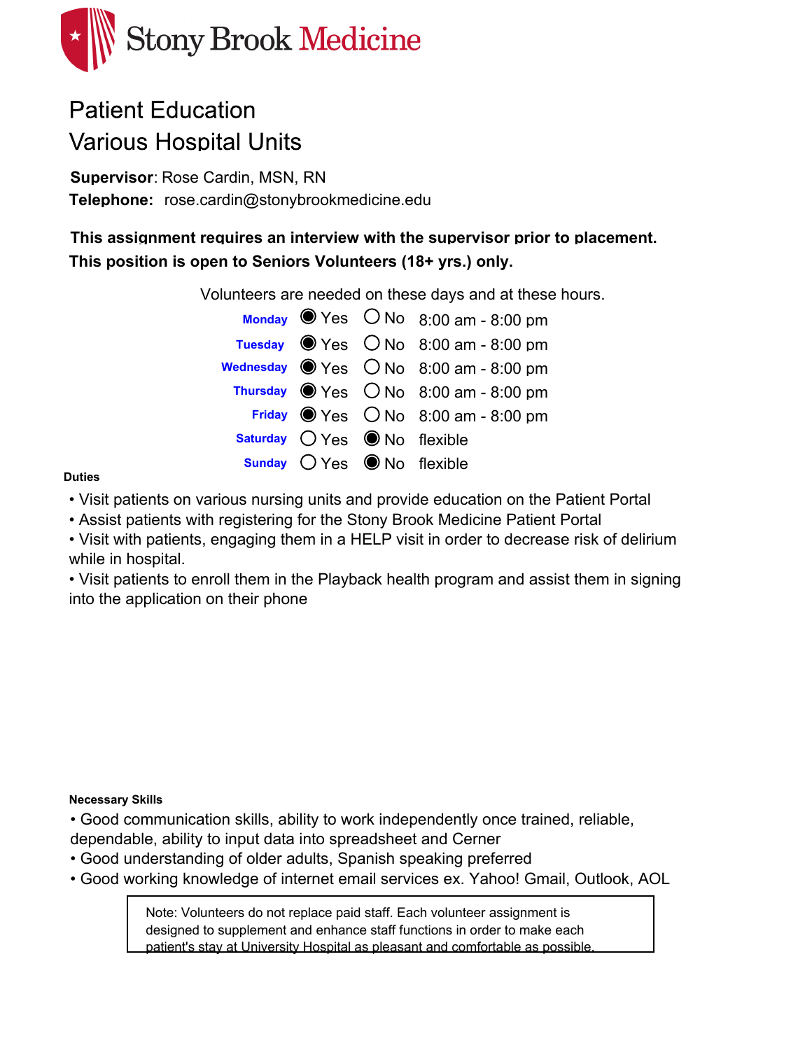Stony Brook Medicine

# Patient Education
## Various Hospital Units

**Supervisor**: Rose Cardin, MSN, RN
**Telephone:** rose.cardin@stonybrookmedicine.edu

**This assignment requires an interview with the supervisor prior to placement.**
**This position is open to Seniors Volunteers (18+ yrs.) only.**

Volunteers are needed on these days and at these hours.

| Day | Yes | No | Hours |
|---|---|---|---|
| Monday | ◉ Yes | ○ No | 8:00 am - 8:00 pm |
| Tuesday | ◉ Yes | ○ No | 8:00 am - 8:00 pm |
| Wednesday | ◉ Yes | ○ No | 8:00 am - 8:00 pm |
| Thursday | ◉ Yes | ○ No | 8:00 am - 8:00 pm |
| Friday | ◉ Yes | ○ No | 8:00 am - 8:00 pm |
| Saturday | ○ Yes | ◉ No | flexible |
| Sunday | ○ Yes | ◉ No | flexible |

**Duties**

- Visit patients on various nursing units and provide education on the Patient Portal
- Assist patients with registering for the Stony Brook Medicine Patient Portal
- Visit with patients, engaging them in a HELP visit in order to decrease risk of delirium while in hospital.
- Visit patients to enroll them in the Playback health program and assist them in signing into the application on their phone

**Necessary Skills**

- Good communication skills, ability to work independently once trained, reliable, dependable, ability to input data into spreadsheet and Cerner
- Good understanding of older adults, Spanish speaking preferred
- Good working knowledge of internet email services ex. Yahoo! Gmail, Outlook, AOL

> Note: Volunteers do not replace paid staff. Each volunteer assignment is designed to supplement and enhance staff functions in order to make each patient's stay at University Hospital as pleasant and comfortable as possible.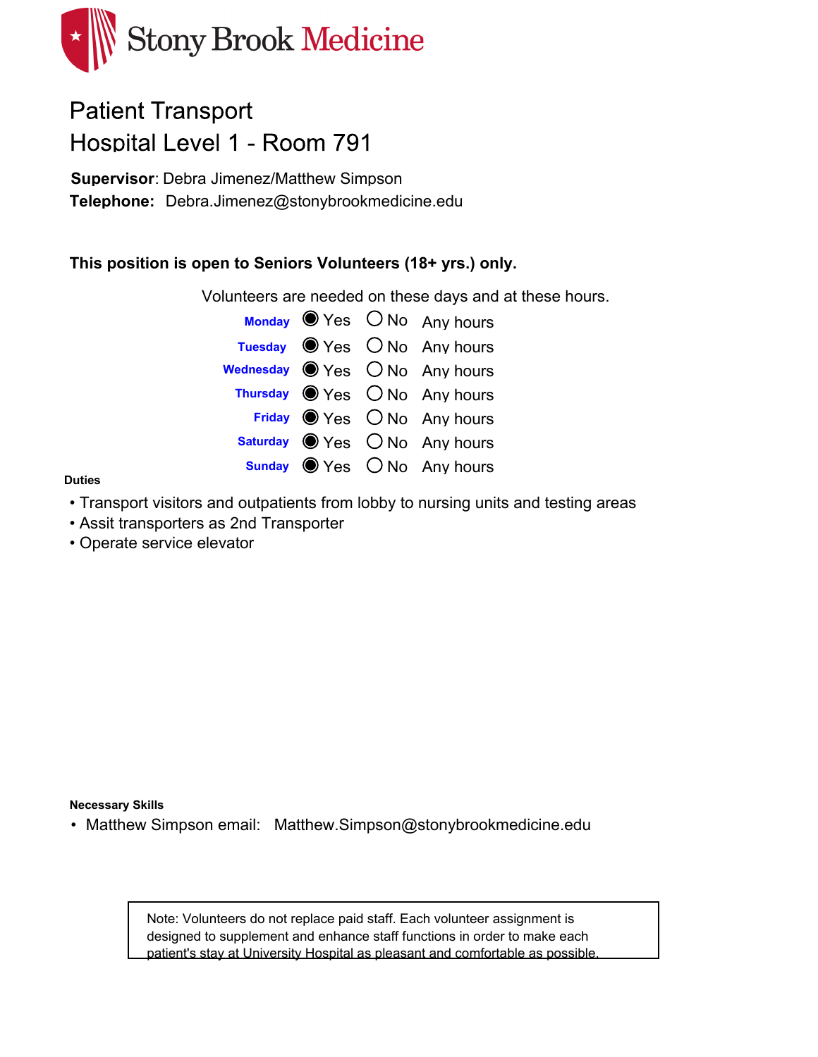Stony Brook Medicine

# Patient Transport
## Hospital Level 1 - Room 791

**Supervisor**: Debra Jimenez/Matthew Simpson
**Telephone:** Debra.Jimenez@stonybrookmedicine.edu

**This position is open to Seniors Volunteers (18+ yrs.) only.**

Volunteers are needed on these days and at these hours.

| Day | Yes | No | Hours |
|---|---|---|---|
| **Monday** | ◉ Yes | ○ No | Any hours |
| **Tuesday** | ◉ Yes | ○ No | Any hours |
| **Wednesday** | ◉ Yes | ○ No | Any hours |
| **Thursday** | ◉ Yes | ○ No | Any hours |
| **Friday** | ◉ Yes | ○ No | Any hours |
| **Saturday** | ◉ Yes | ○ No | Any hours |
| **Sunday** | ◉ Yes | ○ No | Any hours |

**Duties**

- Transport visitors and outpatients from lobby to nursing units and testing areas
- Assit transporters as 2nd Transporter
- Operate service elevator

**Necessary Skills**

- Matthew Simpson email: Matthew.Simpson@stonybrookmedicine.edu

Note: Volunteers do not replace paid staff. Each volunteer assignment is designed to supplement and enhance staff functions in order to make each patient's stay at University Hospital as pleasant and comfortable as possible.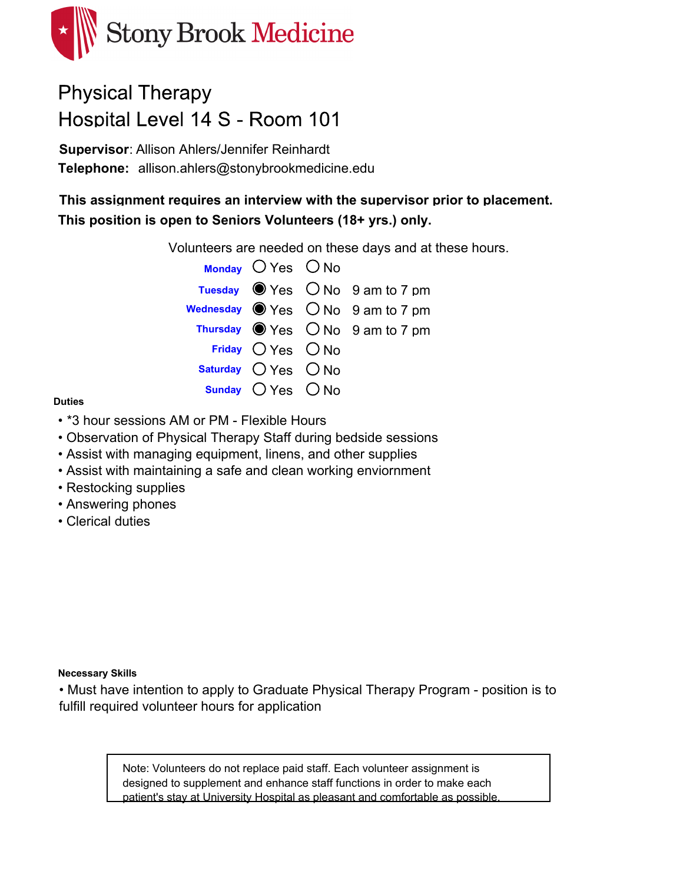Stony Brook Medicine

# Physical Therapy
## Hospital Level 14 S - Room 101

**Supervisor**: Allison Ahlers/Jennifer Reinhardt
**Telephone:** allison.ahlers@stonybrookmedicine.edu

**This assignment requires an interview with the supervisor prior to placement.**
**This position is open to Seniors Volunteers (18+ yrs.) only.**

Volunteers are needed on these days and at these hours.

| Day | Yes | No | Hours |
|---|---|---|---|
| Monday | ○ | ○ | |
| Tuesday | ● | ○ | 9 am to 7 pm |
| Wednesday | ● | ○ | 9 am to 7 pm |
| Thursday | ● | ○ | 9 am to 7 pm |
| Friday | ○ | ○ | |
| Saturday | ○ | ○ | |
| Sunday | ○ | ○ | |

**Duties**

- *3 hour sessions AM or PM - Flexible Hours
- Observation of Physical Therapy Staff during bedside sessions
- Assist with managing equipment, linens, and other supplies
- Assist with maintaining a safe and clean working enviornment
- Restocking supplies
- Answering phones
- Clerical duties

**Necessary Skills**

- Must have intention to apply to Graduate Physical Therapy Program - position is to fulfill required volunteer hours for application

Note: Volunteers do not replace paid staff. Each volunteer assignment is designed to supplement and enhance staff functions in order to make each patient's stay at University Hospital as pleasant and comfortable as possible.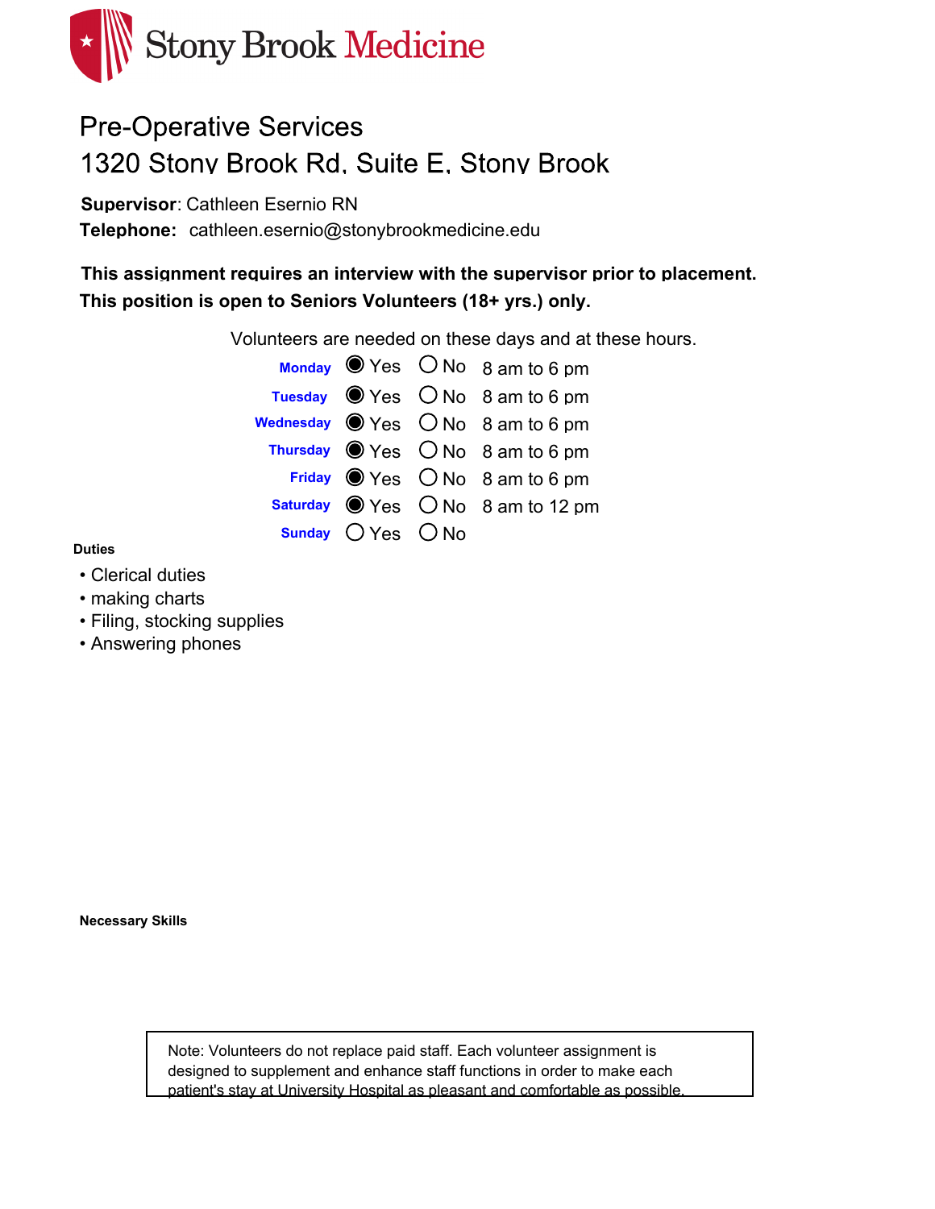Stony Brook Medicine

# Pre-Operative Services
## 1320 Stony Brook Rd, Suite E, Stony Brook

**Supervisor**: Cathleen Esernio RN
**Telephone:** cathleen.esernio@stonybrookmedicine.edu

**This assignment requires an interview with the supervisor prior to placement.**
**This position is open to Seniors Volunteers (18+ yrs.) only.**

Volunteers are needed on these days and at these hours.

| Day | Yes | No | Hours |
| --- | --- | --- | --- |
| **Monday** | ◉ Yes | ○ No | 8 am to 6 pm |
| **Tuesday** | ◉ Yes | ○ No | 8 am to 6 pm |
| **Wednesday** | ◉ Yes | ○ No | 8 am to 6 pm |
| **Thursday** | ◉ Yes | ○ No | 8 am to 6 pm |
| **Friday** | ◉ Yes | ○ No | 8 am to 6 pm |
| **Saturday** | ◉ Yes | ○ No | 8 am to 12 pm |
| **Sunday** | ○ Yes | ○ No | |

**Duties**

- Clerical duties
- making charts
- Filing, stocking supplies
- Answering phones

**Necessary Skills**

Note: Volunteers do not replace paid staff. Each volunteer assignment is designed to supplement and enhance staff functions in order to make each patient's stay at University Hospital as pleasant and comfortable as possible.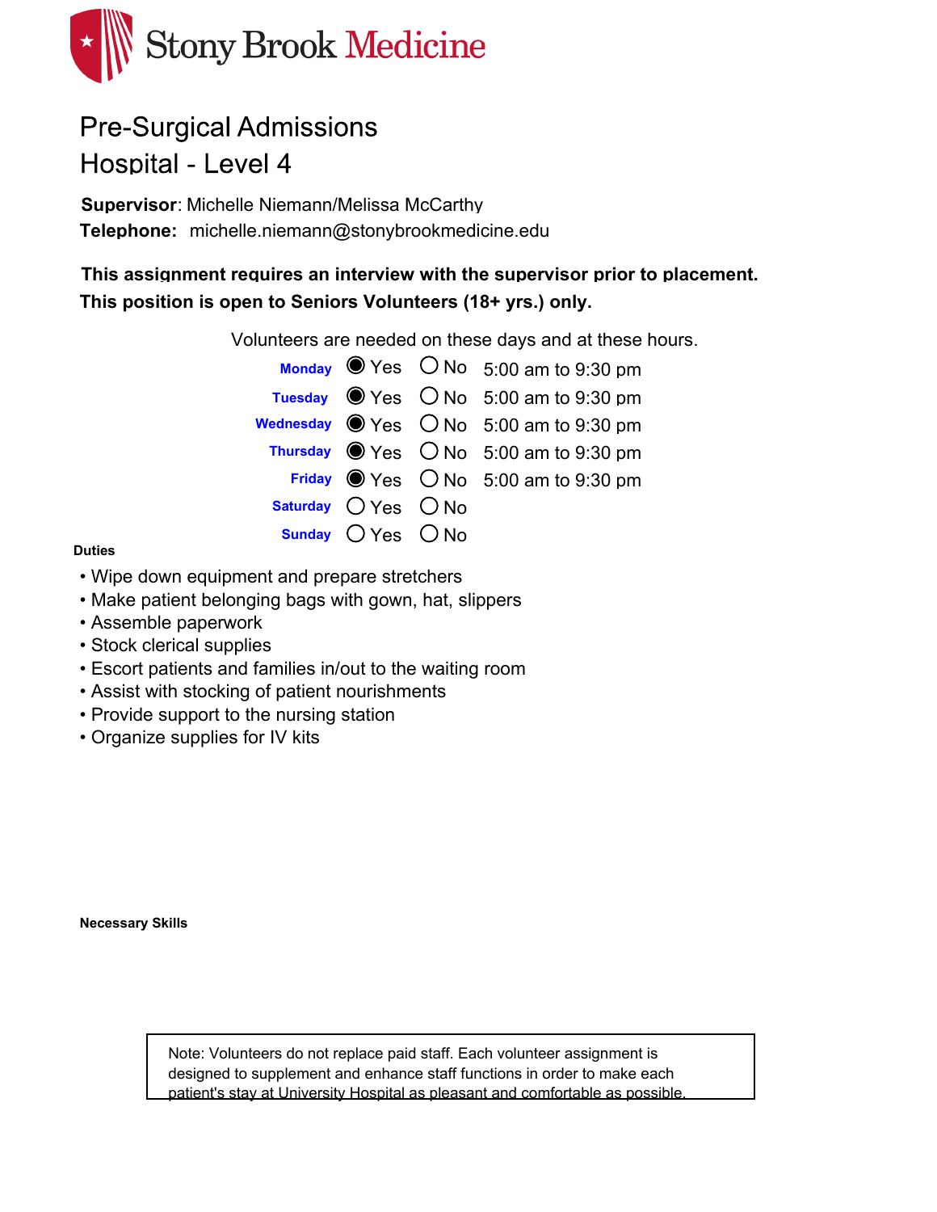Stony Brook Medicine

# Pre-Surgical Admissions
# Hospital - Level 4

**Supervisor**: Michelle Niemann/Melissa McCarthy
**Telephone:** michelle.niemann@stonybrookmedicine.edu

**This assignment requires an interview with the supervisor prior to placement.**
**This position is open to Seniors Volunteers (18+ yrs.) only.**

Volunteers are needed on these days and at these hours.

| Day | Yes | No | Hours |
|---|---|---|---|
| **Monday** | ◉ Yes | ○ No | 5:00 am to 9:30 pm |
| **Tuesday** | ◉ Yes | ○ No | 5:00 am to 9:30 pm |
| **Wednesday** | ◉ Yes | ○ No | 5:00 am to 9:30 pm |
| **Thursday** | ◉ Yes | ○ No | 5:00 am to 9:30 pm |
| **Friday** | ◉ Yes | ○ No | 5:00 am to 9:30 pm |
| **Saturday** | ○ Yes | ○ No | |
| **Sunday** | ○ Yes | ○ No | |

**Duties**

- Wipe down equipment and prepare stretchers
- Make patient belonging bags with gown, hat, slippers
- Assemble paperwork
- Stock clerical supplies
- Escort patients and families in/out to the waiting room
- Assist with stocking of patient nourishments
- Provide support to the nursing station
- Organize supplies for IV kits

**Necessary Skills**

Note: Volunteers do not replace paid staff. Each volunteer assignment is designed to supplement and enhance staff functions in order to make each patient's stay at University Hospital as pleasant and comfortable as possible.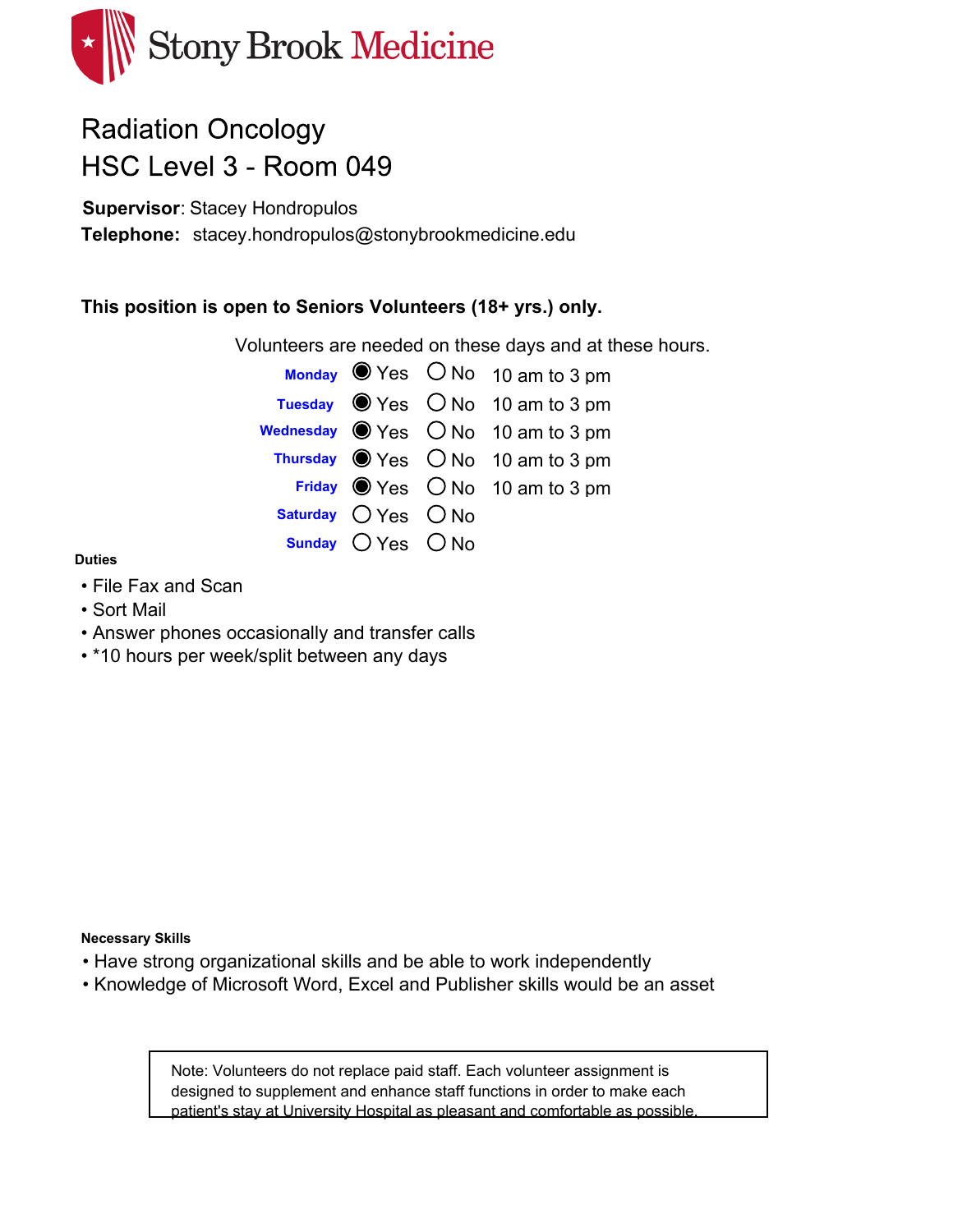Stony Brook Medicine

# Radiation Oncology
# HSC Level 3 - Room 049

**Supervisor**: Stacey Hondropulos
**Telephone:** stacey.hondropulos@stonybrookmedicine.edu

**This position is open to Seniors Volunteers (18+ yrs.) only.**

Volunteers are needed on these days and at these hours.

| Day | Yes | No | Hours |
| --- | --- | --- | --- |
| Monday | ◉ Yes | ○ No | 10 am to 3 pm |
| Tuesday | ◉ Yes | ○ No | 10 am to 3 pm |
| Wednesday | ◉ Yes | ○ No | 10 am to 3 pm |
| Thursday | ◉ Yes | ○ No | 10 am to 3 pm |
| Friday | ◉ Yes | ○ No | 10 am to 3 pm |
| Saturday | ○ Yes | ○ No | |
| Sunday | ○ Yes | ○ No | |

**Duties**

- File Fax and Scan
- Sort Mail
- Answer phones occasionally and transfer calls
- *10 hours per week/split between any days

**Necessary Skills**

- Have strong organizational skills and be able to work independently
- Knowledge of Microsoft Word, Excel and Publisher skills would be an asset

> Note: Volunteers do not replace paid staff. Each volunteer assignment is designed to supplement and enhance staff functions in order to make each patient's stay at University Hospital as pleasant and comfortable as possible.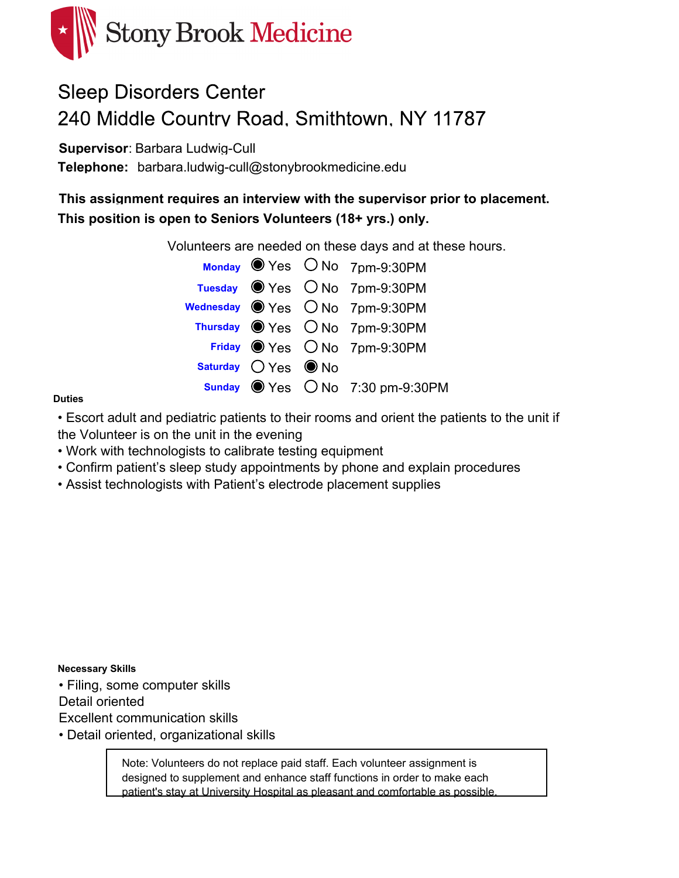# Stony Brook Medicine

## Sleep Disorders Center
## 240 Middle Country Road, Smithtown, NY 11787

**Supervisor**: Barbara Ludwig-Cull

**Telephone:** barbara.ludwig-cull@stonybrookmedicine.edu

**This assignment requires an interview with the supervisor prior to placement.**

**This position is open to Seniors Volunteers (18+ yrs.) only.**

Volunteers are needed on these days and at these hours.

| Day | Yes | No | Hours |
|---|---|---|---|
| **Monday** | ◉ Yes | ○ No | 7pm-9:30PM |
| **Tuesday** | ◉ Yes | ○ No | 7pm-9:30PM |
| **Wednesday** | ◉ Yes | ○ No | 7pm-9:30PM |
| **Thursday** | ◉ Yes | ○ No | 7pm-9:30PM |
| **Friday** | ◉ Yes | ○ No | 7pm-9:30PM |
| **Saturday** | ○ Yes | ◉ No | |
| **Sunday** | ◉ Yes | ○ No | 7:30 pm-9:30PM |

**Duties**

- Escort adult and pediatric patients to their rooms and orient the patients to the unit if the Volunteer is on the unit in the evening
- Work with technologists to calibrate testing equipment
- Confirm patient's sleep study appointments by phone and explain procedures
- Assist technologists with Patient's electrode placement supplies

**Necessary Skills**

- Filing, some computer skills

Detail oriented

Excellent communication skills

- Detail oriented, organizational skills

> Note: Volunteers do not replace paid staff. Each volunteer assignment is designed to supplement and enhance staff functions in order to make each patient's stay at University Hospital as pleasant and comfortable as possible.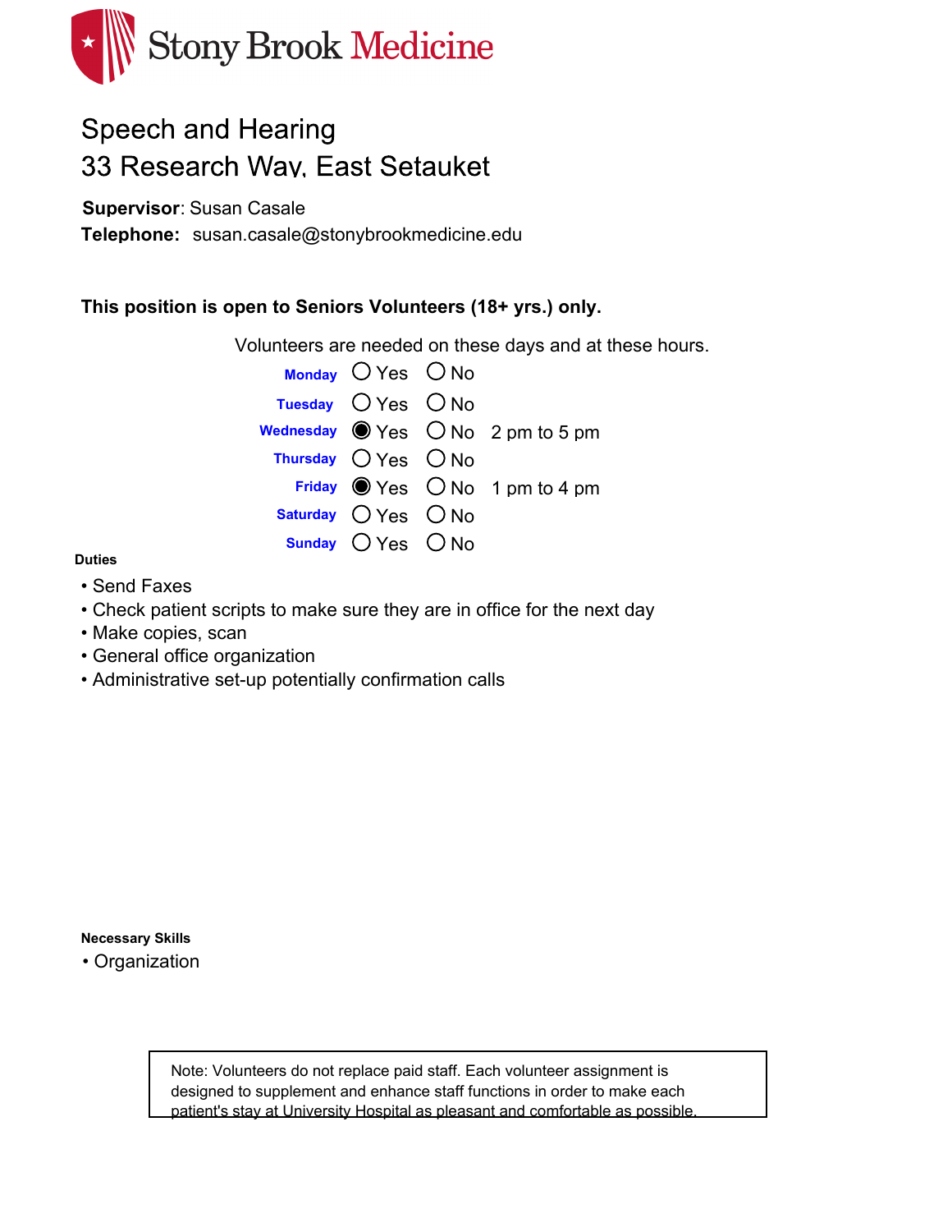Stony Brook Medicine

# Speech and Hearing
## 33 Research Way, East Setauket

**Supervisor**: Susan Casale
**Telephone:** susan.casale@stonybrookmedicine.edu

**This position is open to Seniors Volunteers (18+ yrs.) only.**

Volunteers are needed on these days and at these hours.

| Day | Yes | No | Hours |
|---|---|---|---|
| Monday | ○ Yes | ○ No | |
| Tuesday | ○ Yes | ○ No | |
| Wednesday | ● Yes | ○ No | 2 pm to 5 pm |
| Thursday | ○ Yes | ○ No | |
| Friday | ● Yes | ○ No | 1 pm to 4 pm |
| Saturday | ○ Yes | ○ No | |
| Sunday | ○ Yes | ○ No | |

**Duties**

- Send Faxes
- Check patient scripts to make sure they are in office for the next day
- Make copies, scan
- General office organization
- Administrative set-up potentially confirmation calls

**Necessary Skills**

- Organization

Note: Volunteers do not replace paid staff. Each volunteer assignment is designed to supplement and enhance staff functions in order to make each patient's stay at University Hospital as pleasant and comfortable as possible.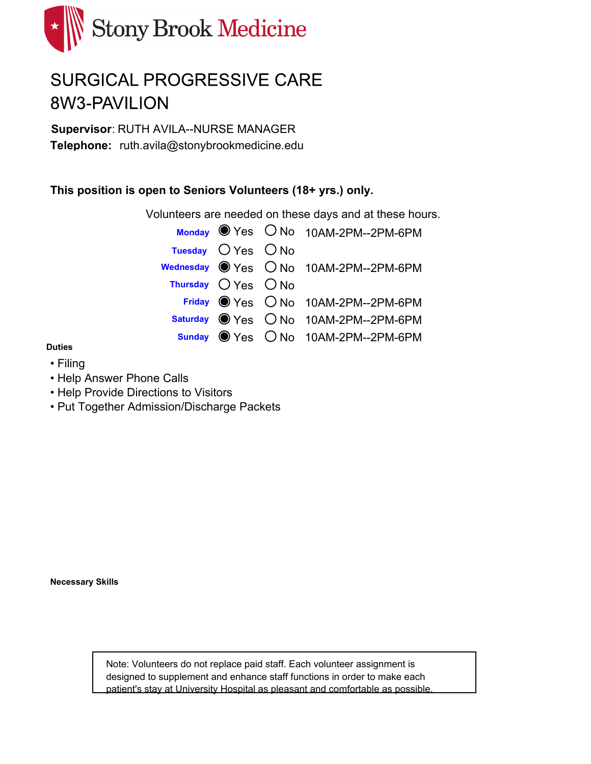Stony Brook Medicine

# SURGICAL PROGRESSIVE CARE
# 8W3-PAVILION

**Supervisor**: RUTH AVILA--NURSE MANAGER
**Telephone:** ruth.avila@stonybrookmedicine.edu

**This position is open to Seniors Volunteers (18+ yrs.) only.**

Volunteers are needed on these days and at these hours.

| Day | Yes | No | Hours |
|---|---|---|---|
| Monday | ◉ Yes | ○ No | 10AM-2PM--2PM-6PM |
| Tuesday | ○ Yes | ○ No | |
| Wednesday | ◉ Yes | ○ No | 10AM-2PM--2PM-6PM |
| Thursday | ○ Yes | ○ No | |
| Friday | ◉ Yes | ○ No | 10AM-2PM--2PM-6PM |
| Saturday | ◉ Yes | ○ No | 10AM-2PM--2PM-6PM |
| Sunday | ◉ Yes | ○ No | 10AM-2PM--2PM-6PM |

**Duties**

- Filing
- Help Answer Phone Calls
- Help Provide Directions to Visitors
- Put Together Admission/Discharge Packets

**Necessary Skills**

Note: Volunteers do not replace paid staff. Each volunteer assignment is designed to supplement and enhance staff functions in order to make each patient's stay at University Hospital as pleasant and comfortable as possible.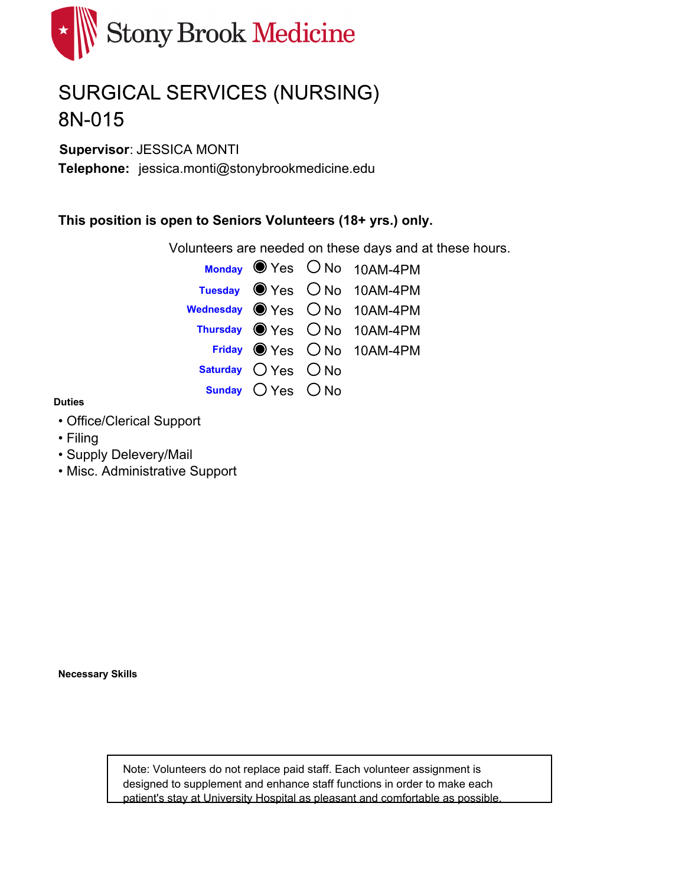Stony Brook Medicine

# SURGICAL SERVICES (NURSING)
# 8N-015

**Supervisor**: JESSICA MONTI

**Telephone:** jessica.monti@stonybrookmedicine.edu

**This position is open to Seniors Volunteers (18+ yrs.) only.**

Volunteers are needed on these days and at these hours.

| Day | Yes | No | Hours |
| --- | --- | --- | --- |
| Monday | ◉ Yes | ○ No | 10AM-4PM |
| Tuesday | ◉ Yes | ○ No | 10AM-4PM |
| Wednesday | ◉ Yes | ○ No | 10AM-4PM |
| Thursday | ◉ Yes | ○ No | 10AM-4PM |
| Friday | ◉ Yes | ○ No | 10AM-4PM |
| Saturday | ○ Yes | ○ No | |
| Sunday | ○ Yes | ○ No | |

**Duties**

- Office/Clerical Support
- Filing
- Supply Delevery/Mail
- Misc. Administrative Support

**Necessary Skills**

Note: Volunteers do not replace paid staff. Each volunteer assignment is designed to supplement and enhance staff functions in order to make each patient's stay at University Hospital as pleasant and comfortable as possible.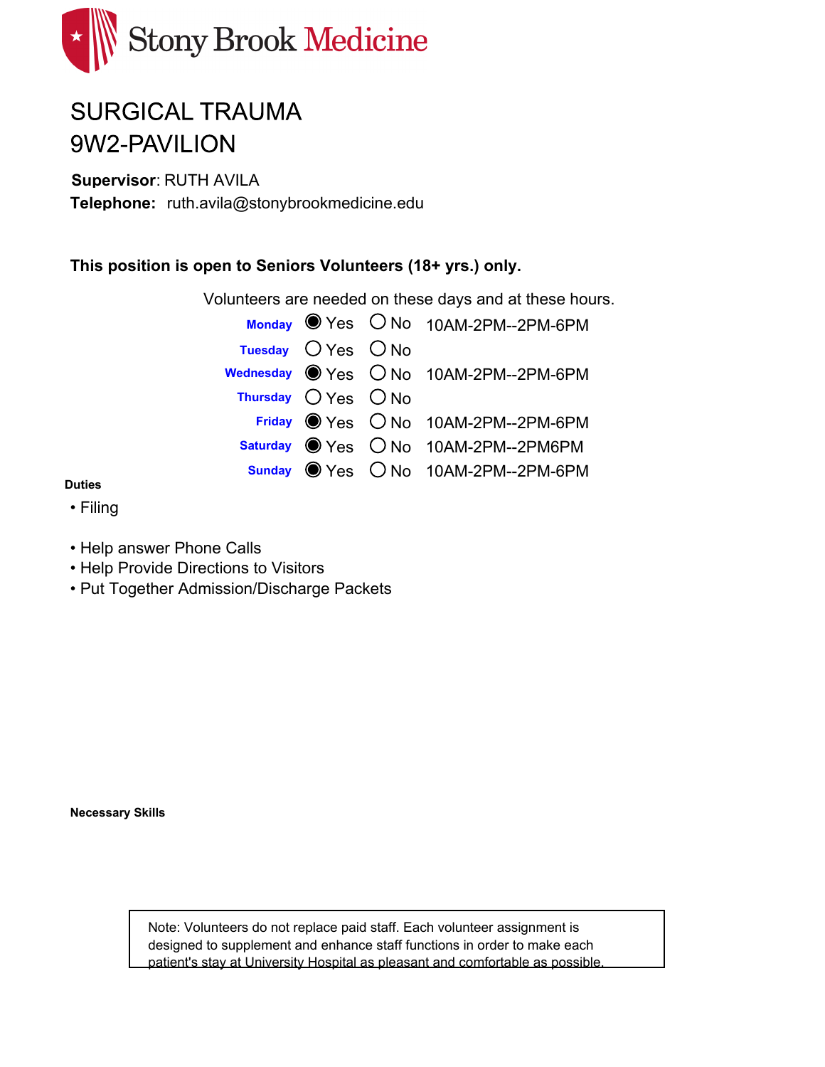Stony Brook Medicine

# SURGICAL TRAUMA
# 9W2-PAVILION

**Supervisor**: RUTH AVILA
**Telephone:** ruth.avila@stonybrookmedicine.edu

**This position is open to Seniors Volunteers (18+ yrs.) only.**

Volunteers are needed on these days and at these hours.

| Day | Yes | No | Hours |
| --- | --- | --- | --- |
| **Monday** | ◉ Yes | ○ No | 10AM-2PM--2PM-6PM |
| **Tuesday** | ○ Yes | ○ No | |
| **Wednesday** | ◉ Yes | ○ No | 10AM-2PM--2PM-6PM |
| **Thursday** | ○ Yes | ○ No | |
| **Friday** | ◉ Yes | ○ No | 10AM-2PM--2PM-6PM |
| **Saturday** | ◉ Yes | ○ No | 10AM-2PM--2PM6PM |
| **Sunday** | ◉ Yes | ○ No | 10AM-2PM--2PM-6PM |

**Duties**

- Filing

- Help answer Phone Calls
- Help Provide Directions to Visitors
- Put Together Admission/Discharge Packets

**Necessary Skills**

Note: Volunteers do not replace paid staff. Each volunteer assignment is designed to supplement and enhance staff functions in order to make each patient's stay at University Hospital as pleasant and comfortable as possible.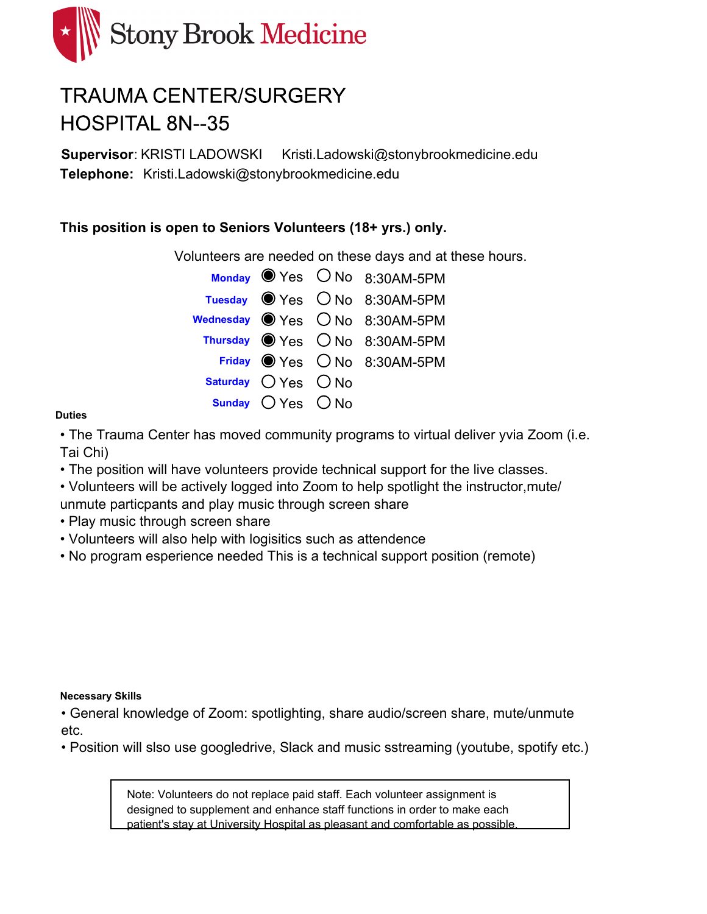Stony Brook Medicine

# TRAUMA CENTER/SURGERY
# HOSPITAL 8N--35

**Supervisor**: KRISTI LADOWSKI Kristi.Ladowski@stonybrookmedicine.edu
**Telephone:** Kristi.Ladowski@stonybrookmedicine.edu

**This position is open to Seniors Volunteers (18+ yrs.) only.**

Volunteers are needed on these days and at these hours.

| Day | Yes | No | Hours |
|---|---|---|---|
| Monday | ◉ Yes | ○ No | 8:30AM-5PM |
| Tuesday | ◉ Yes | ○ No | 8:30AM-5PM |
| Wednesday | ◉ Yes | ○ No | 8:30AM-5PM |
| Thursday | ◉ Yes | ○ No | 8:30AM-5PM |
| Friday | ◉ Yes | ○ No | 8:30AM-5PM |
| Saturday | ○ Yes | ○ No | |
| Sunday | ○ Yes | ○ No | |

**Duties**

- The Trauma Center has moved community programs to virtual deliver yvia Zoom (i.e. Tai Chi)
- The position will have volunteers provide technical support for the live classes.
- Volunteers will be actively logged into Zoom to help spotlight the instructor,mute/ unmute particpants and play music through screen share
- Play music through screen share
- Volunteers will also help with logisitics such as attendence
- No program esperience needed This is a technical support position (remote)

**Necessary Skills**

- General knowledge of Zoom: spotlighting, share audio/screen share, mute/unmute etc.
- Position will slso use googledrive, Slack and music sstreaming (youtube, spotify etc.)

Note: Volunteers do not replace paid staff. Each volunteer assignment is designed to supplement and enhance staff functions in order to make each patient's stay at University Hospital as pleasant and comfortable as possible.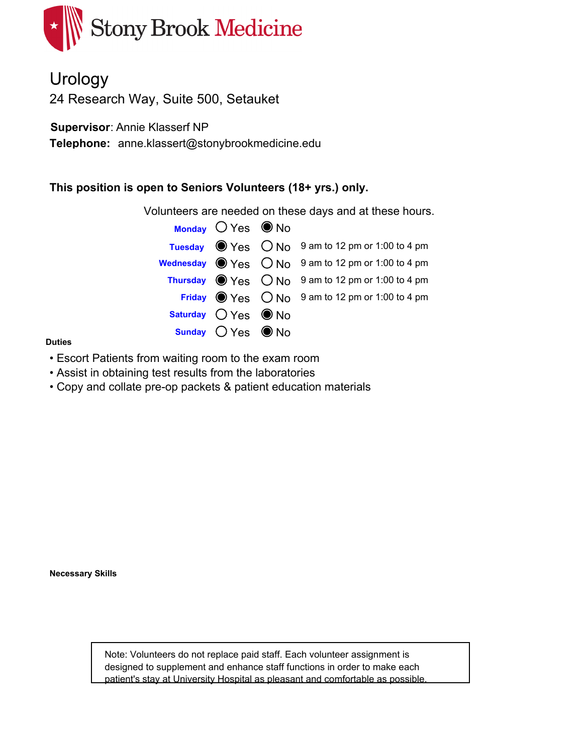Stony Brook Medicine

# Urology

24 Research Way, Suite 500, Setauket

**Supervisor**: Annie Klasserf NP

**Telephone:** anne.klassert@stonybrookmedicine.edu

**This position is open to Seniors Volunteers (18+ yrs.) only.**

Volunteers are needed on these days and at these hours.

| Day | Yes | No | Hours |
|---|---|---|---|
| **Monday** | ○ | ◉ | |
| **Tuesday** | ◉ | ○ | 9 am to 12 pm or 1:00 to 4 pm |
| **Wednesday** | ◉ | ○ | 9 am to 12 pm or 1:00 to 4 pm |
| **Thursday** | ◉ | ○ | 9 am to 12 pm or 1:00 to 4 pm |
| **Friday** | ◉ | ○ | 9 am to 12 pm or 1:00 to 4 pm |
| **Saturday** | ○ | ◉ | |
| **Sunday** | ○ | ◉ | |

**Duties**

- Escort Patients from waiting room to the exam room
- Assist in obtaining test results from the laboratories
- Copy and collate pre-op packets & patient education materials

**Necessary Skills**

Note: Volunteers do not replace paid staff. Each volunteer assignment is designed to supplement and enhance staff functions in order to make each patient's stay at University Hospital as pleasant and comfortable as possible.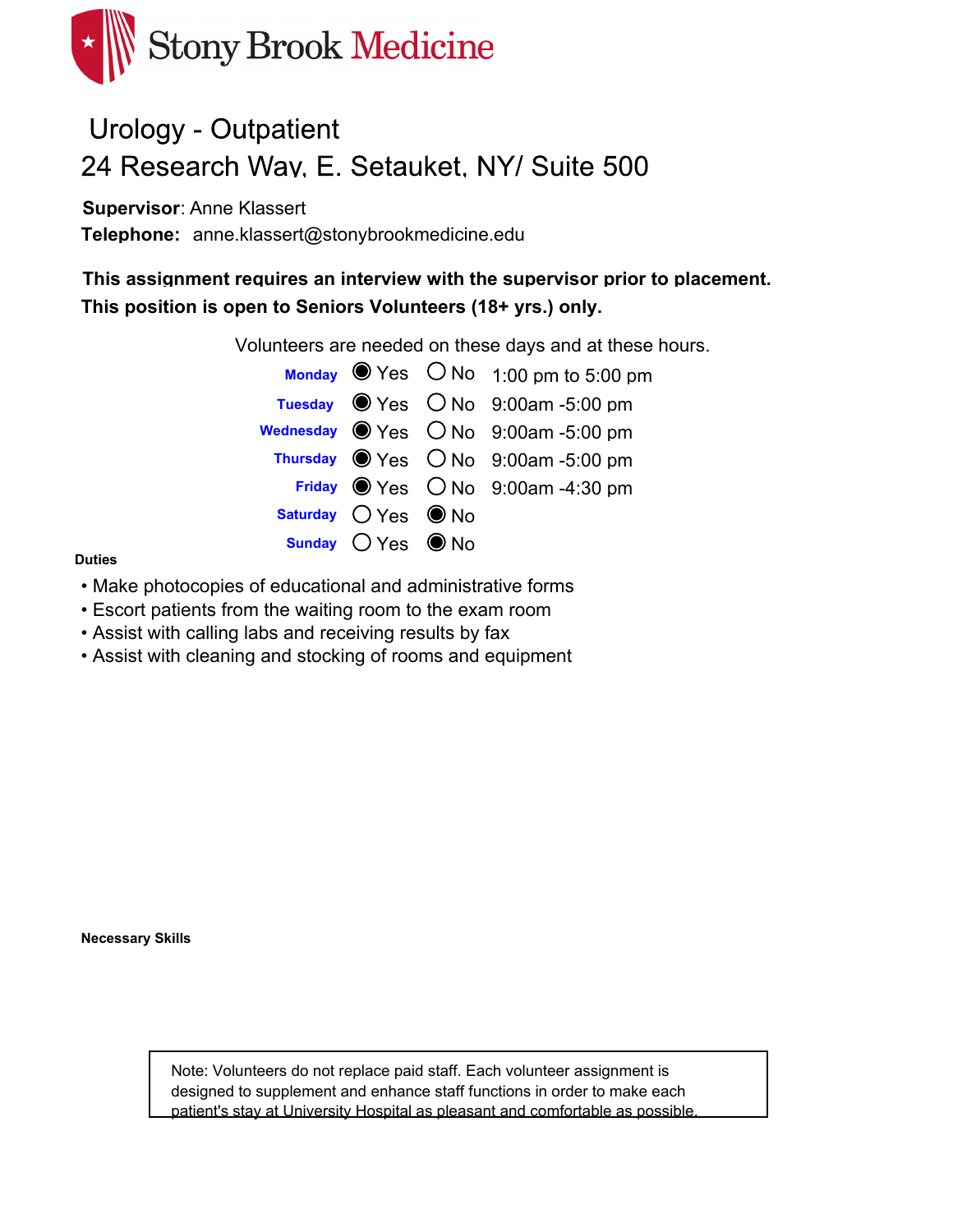Stony Brook Medicine

# Urology - Outpatient

## 24 Research Way, E. Setauket, NY/ Suite 500

**Supervisor**: Anne Klassert

**Telephone:** anne.klassert@stonybrookmedicine.edu

**This assignment requires an interview with the supervisor prior to placement.**

**This position is open to Seniors Volunteers (18+ yrs.) only.**

Volunteers are needed on these days and at these hours.

| Day | Yes | No | Hours |
|---|---|---|---|
| **Monday** | ◉ Yes | ○ No | 1:00 pm to 5:00 pm |
| **Tuesday** | ◉ Yes | ○ No | 9:00am -5:00 pm |
| **Wednesday** | ◉ Yes | ○ No | 9:00am -5:00 pm |
| **Thursday** | ◉ Yes | ○ No | 9:00am -5:00 pm |
| **Friday** | ◉ Yes | ○ No | 9:00am -4:30 pm |
| **Saturday** | ○ Yes | ◉ No | |
| **Sunday** | ○ Yes | ◉ No | |

**Duties**

- Make photocopies of educational and administrative forms
- Escort patients from the waiting room to the exam room
- Assist with calling labs and receiving results by fax
- Assist with cleaning and stocking of rooms and equipment

**Necessary Skills**

Note: Volunteers do not replace paid staff. Each volunteer assignment is designed to supplement and enhance staff functions in order to make each patient's stay at University Hospital as pleasant and comfortable as possible.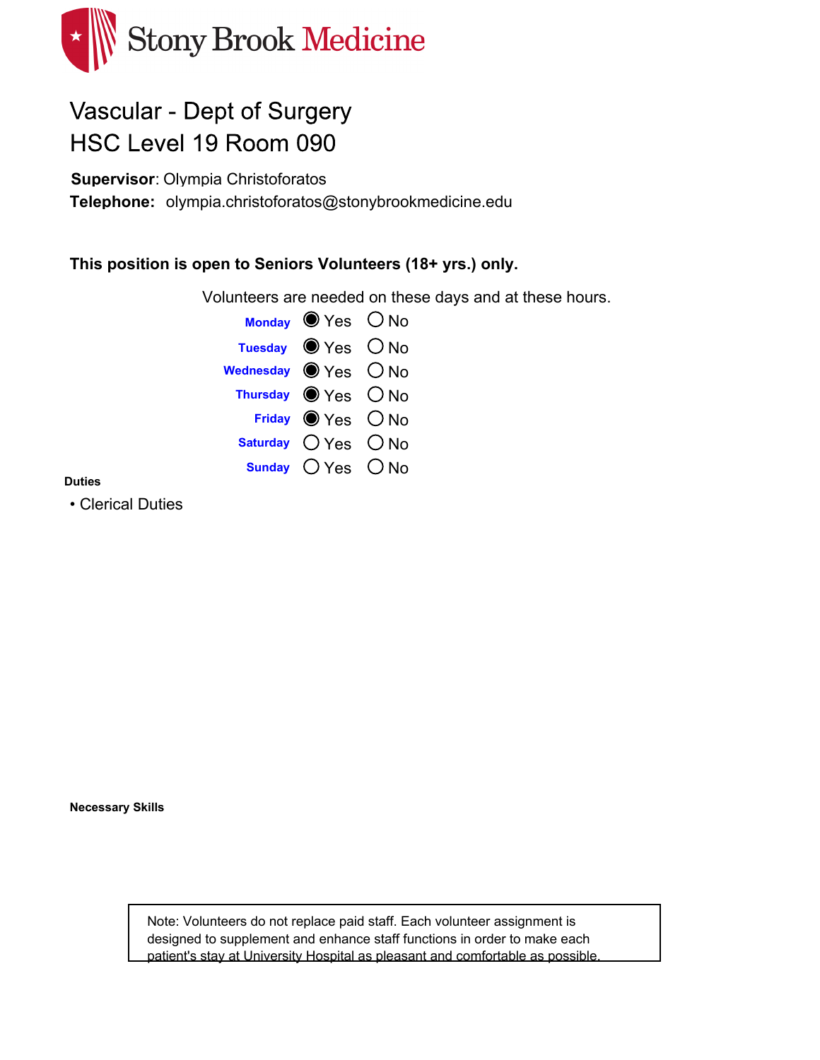Stony Brook Medicine

# Vascular - Dept of Surgery
# HSC Level 19 Room 090

**Supervisor**: Olympia Christoforatos

**Telephone:** olympia.christoforatos@stonybrookmedicine.edu

**This position is open to Seniors Volunteers (18+ yrs.) only.**

Volunteers are needed on these days and at these hours.

| Day | Yes | No |
| --- | --- | --- |
| **Monday** | ◉ Yes | ○ No |
| **Tuesday** | ◉ Yes | ○ No |
| **Wednesday** | ◉ Yes | ○ No |
| **Thursday** | ◉ Yes | ○ No |
| **Friday** | ◉ Yes | ○ No |
| **Saturday** | ○ Yes | ○ No |
| **Sunday** | ○ Yes | ○ No |

**Duties**

- Clerical Duties

**Necessary Skills**

> Note: Volunteers do not replace paid staff. Each volunteer assignment is designed to supplement and enhance staff functions in order to make each patient's stay at University Hospital as pleasant and comfortable as possible.